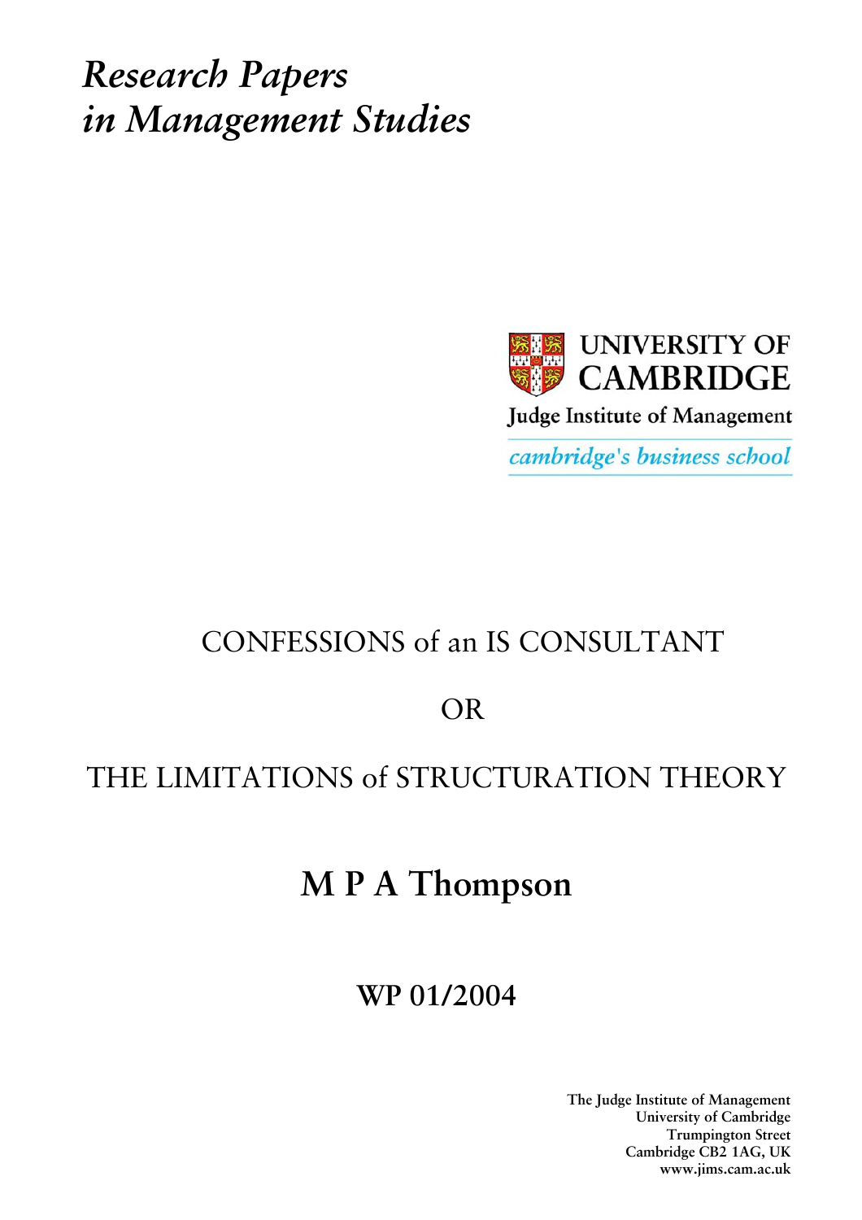*Research Papers in Management Studies*

UNIVERSITY OF CAMBRIDGE

Judge Institute of Management

*cambridge's business school*

# CONFESSIONS of an IS CONSULTANT

# OR

# THE LIMITATIONS of STRUCTURATION THEORY

## M P A Thompson

## WP 01/2004

**The Judge Institute of Management**
**University of Cambridge**
**Trumpington Street**
**Cambridge CB2 1AG, UK**
**www.jims.cam.ac.uk**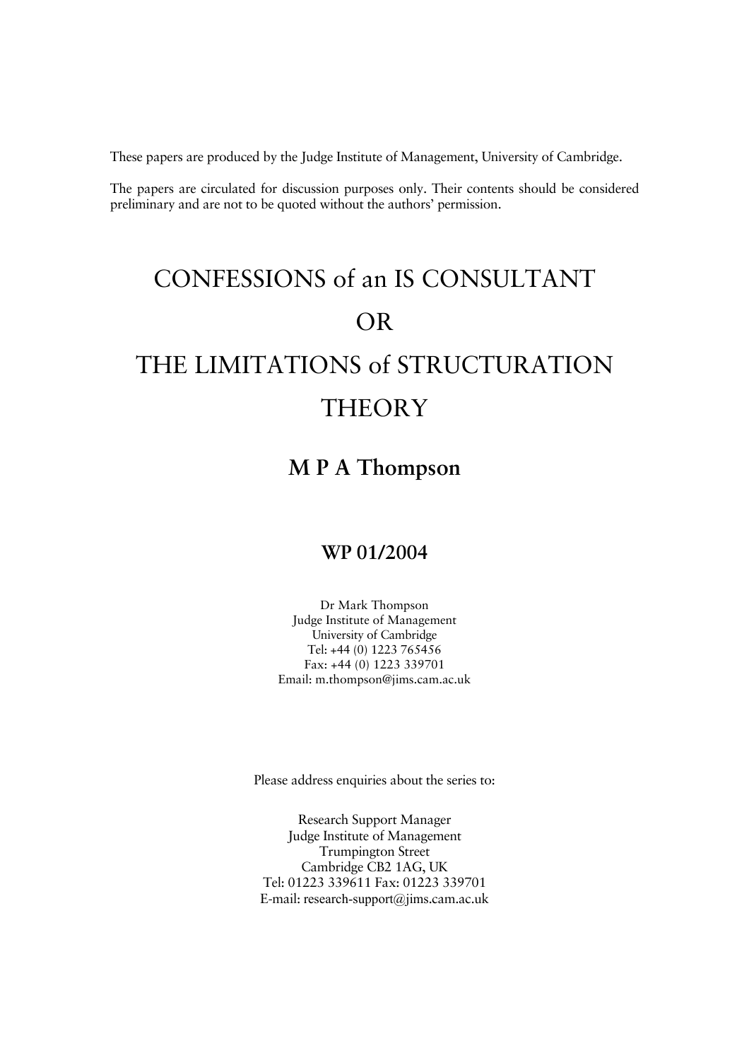These papers are produced by the Judge Institute of Management, University of Cambridge.

The papers are circulated for discussion purposes only. Their contents should be considered preliminary and are not to be quoted without the authors' permission.

# CONFESSIONS of an IS CONSULTANT OR THE LIMITATIONS of STRUCTURATION THEORY

## M P A Thompson

### WP 01/2004

Dr Mark Thompson
Judge Institute of Management
University of Cambridge
Tel: +44 (0) 1223 765456
Fax: +44 (0) 1223 339701
Email: m.thompson@jims.cam.ac.uk

Please address enquiries about the series to:

Research Support Manager
Judge Institute of Management
Trumpington Street
Cambridge CB2 1AG, UK
Tel: 01223 339611 Fax: 01223 339701
E-mail: research-support@jims.cam.ac.uk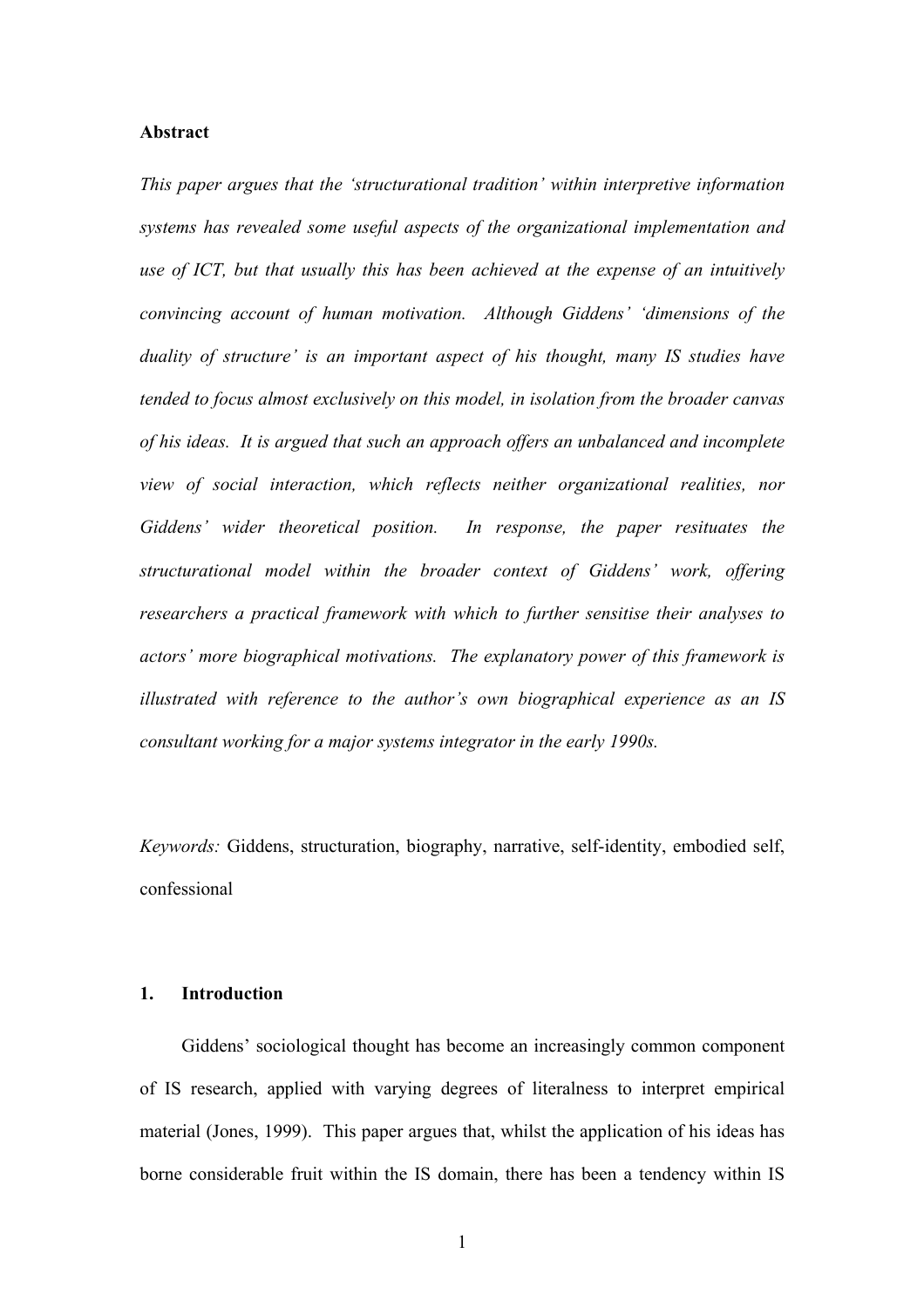**Abstract**

*This paper argues that the 'structurational tradition' within interpretive information systems has revealed some useful aspects of the organizational implementation and use of ICT, but that usually this has been achieved at the expense of an intuitively convincing account of human motivation. Although Giddens' 'dimensions of the duality of structure' is an important aspect of his thought, many IS studies have tended to focus almost exclusively on this model, in isolation from the broader canvas of his ideas. It is argued that such an approach offers an unbalanced and incomplete view of social interaction, which reflects neither organizational realities, nor Giddens' wider theoretical position. In response, the paper resituates the structurational model within the broader context of Giddens' work, offering researchers a practical framework with which to further sensitise their analyses to actors' more biographical motivations. The explanatory power of this framework is illustrated with reference to the author's own biographical experience as an IS consultant working for a major systems integrator in the early 1990s.*

*Keywords:* Giddens, structuration, biography, narrative, self-identity, embodied self, confessional

## 1. Introduction

Giddens' sociological thought has become an increasingly common component of IS research, applied with varying degrees of literalness to interpret empirical material (Jones, 1999). This paper argues that, whilst the application of his ideas has borne considerable fruit within the IS domain, there has been a tendency within IS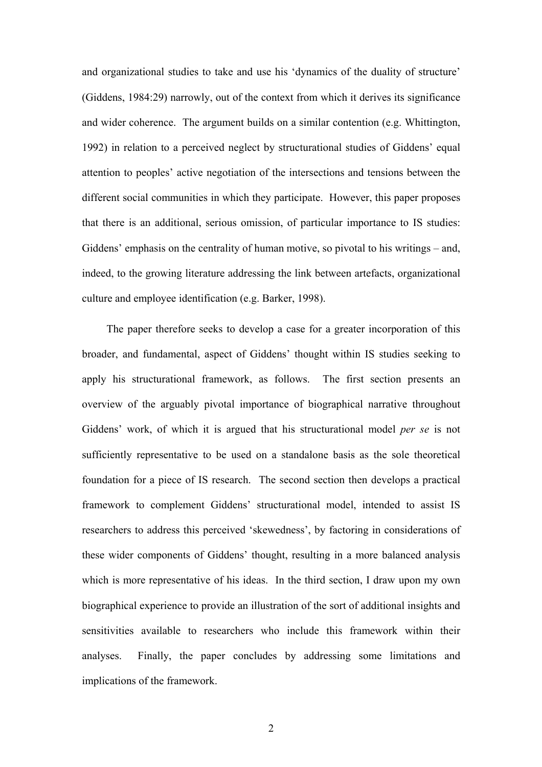and organizational studies to take and use his 'dynamics of the duality of structure' (Giddens, 1984:29) narrowly, out of the context from which it derives its significance and wider coherence. The argument builds on a similar contention (e.g. Whittington, 1992) in relation to a perceived neglect by structurational studies of Giddens' equal attention to peoples' active negotiation of the intersections and tensions between the different social communities in which they participate. However, this paper proposes that there is an additional, serious omission, of particular importance to IS studies: Giddens' emphasis on the centrality of human motive, so pivotal to his writings – and, indeed, to the growing literature addressing the link between artefacts, organizational culture and employee identification (e.g. Barker, 1998).

The paper therefore seeks to develop a case for a greater incorporation of this broader, and fundamental, aspect of Giddens' thought within IS studies seeking to apply his structurational framework, as follows. The first section presents an overview of the arguably pivotal importance of biographical narrative throughout Giddens' work, of which it is argued that his structurational model *per se* is not sufficiently representative to be used on a standalone basis as the sole theoretical foundation for a piece of IS research. The second section then develops a practical framework to complement Giddens' structurational model, intended to assist IS researchers to address this perceived 'skewedness', by factoring in considerations of these wider components of Giddens' thought, resulting in a more balanced analysis which is more representative of his ideas. In the third section, I draw upon my own biographical experience to provide an illustration of the sort of additional insights and sensitivities available to researchers who include this framework within their analyses. Finally, the paper concludes by addressing some limitations and implications of the framework.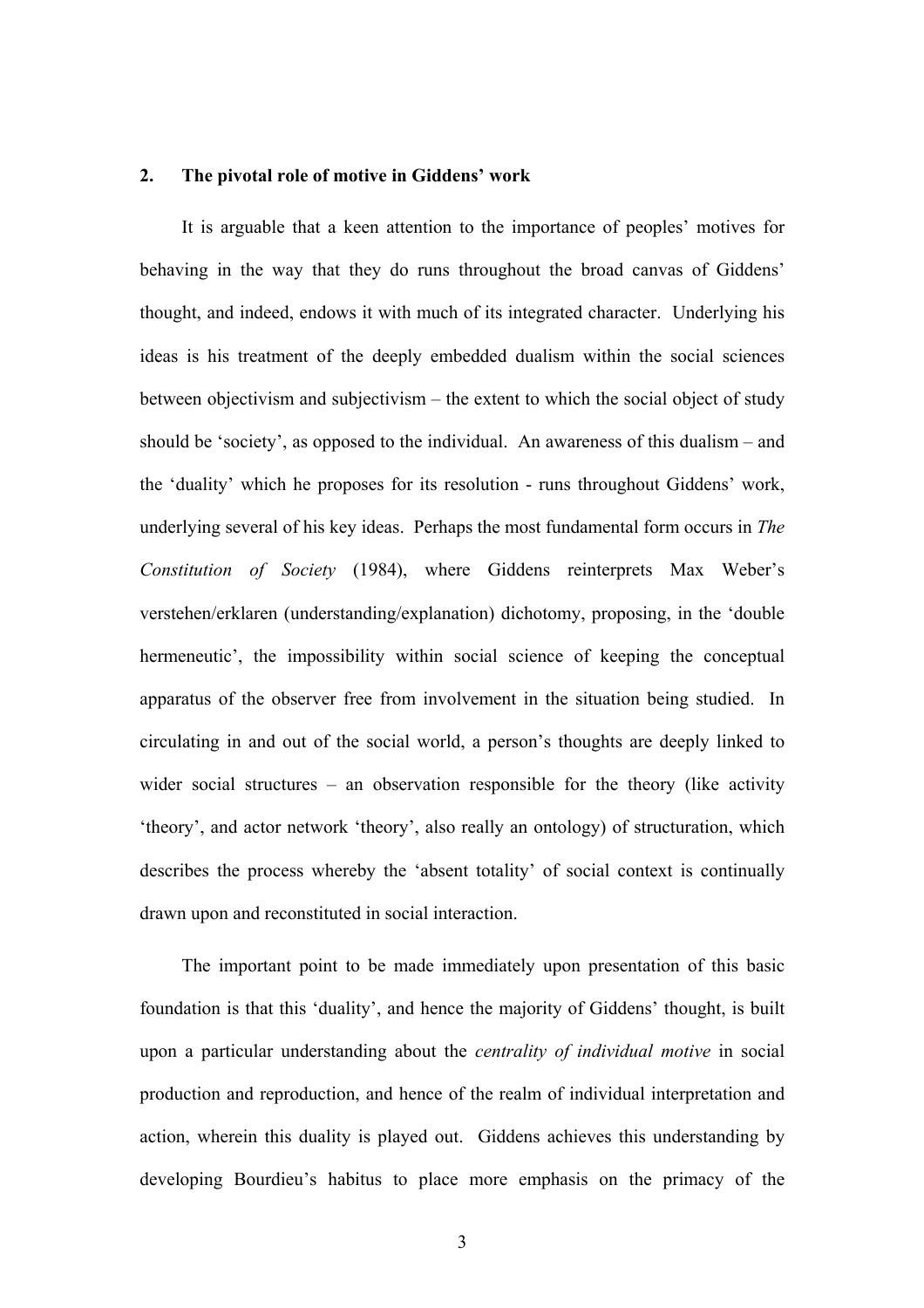## 2. The pivotal role of motive in Giddens' work

It is arguable that a keen attention to the importance of peoples' motives for behaving in the way that they do runs throughout the broad canvas of Giddens' thought, and indeed, endows it with much of its integrated character. Underlying his ideas is his treatment of the deeply embedded dualism within the social sciences between objectivism and subjectivism – the extent to which the social object of study should be 'society', as opposed to the individual. An awareness of this dualism – and the 'duality' which he proposes for its resolution - runs throughout Giddens' work, underlying several of his key ideas. Perhaps the most fundamental form occurs in *The Constitution of Society* (1984), where Giddens reinterprets Max Weber's verstehen/erklaren (understanding/explanation) dichotomy, proposing, in the 'double hermeneutic', the impossibility within social science of keeping the conceptual apparatus of the observer free from involvement in the situation being studied. In circulating in and out of the social world, a person's thoughts are deeply linked to wider social structures – an observation responsible for the theory (like activity 'theory', and actor network 'theory', also really an ontology) of structuration, which describes the process whereby the 'absent totality' of social context is continually drawn upon and reconstituted in social interaction.

The important point to be made immediately upon presentation of this basic foundation is that this 'duality', and hence the majority of Giddens' thought, is built upon a particular understanding about the *centrality of individual motive* in social production and reproduction, and hence of the realm of individual interpretation and action, wherein this duality is played out. Giddens achieves this understanding by developing Bourdieu's habitus to place more emphasis on the primacy of the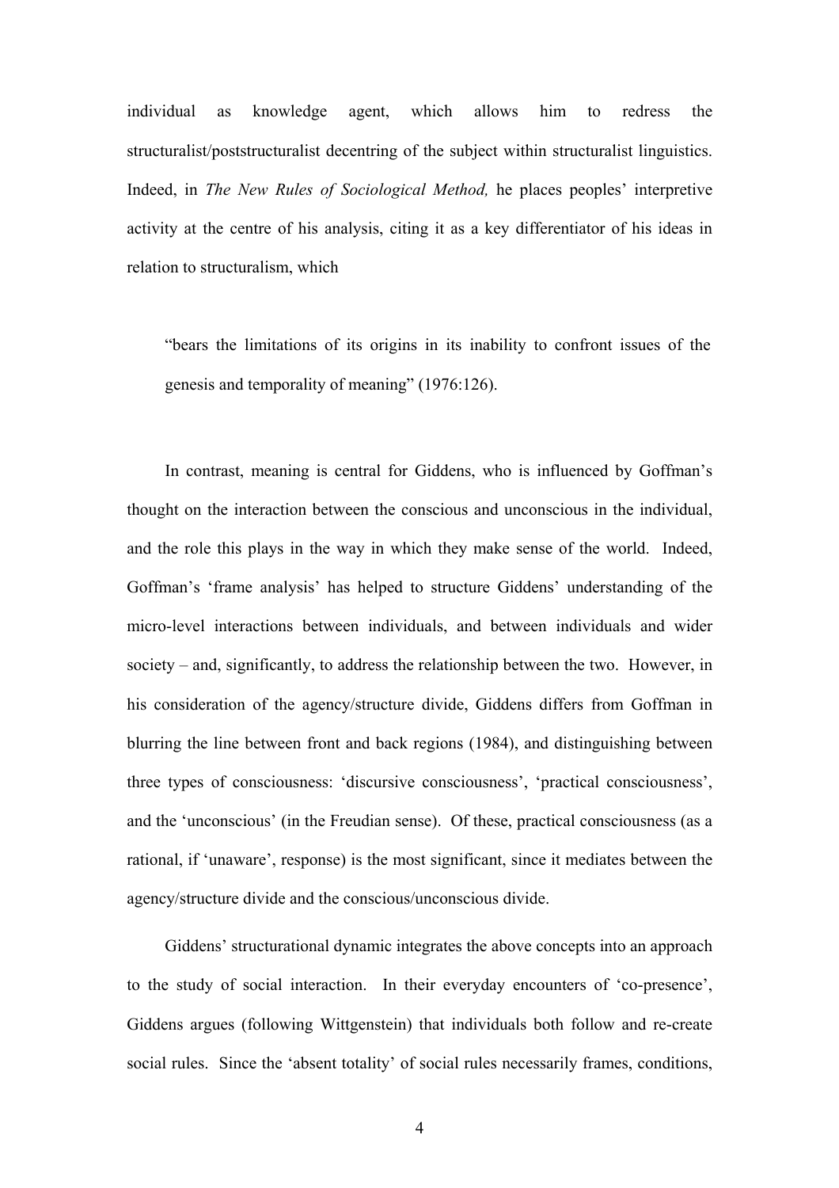individual as knowledge agent, which allows him to redress the structuralist/poststructuralist decentring of the subject within structuralist linguistics. Indeed, in *The New Rules of Sociological Method,* he places peoples' interpretive activity at the centre of his analysis, citing it as a key differentiator of his ideas in relation to structuralism, which

> "bears the limitations of its origins in its inability to confront issues of the genesis and temporality of meaning" (1976:126).

In contrast, meaning is central for Giddens, who is influenced by Goffman's thought on the interaction between the conscious and unconscious in the individual, and the role this plays in the way in which they make sense of the world. Indeed, Goffman's 'frame analysis' has helped to structure Giddens' understanding of the micro-level interactions between individuals, and between individuals and wider society – and, significantly, to address the relationship between the two. However, in his consideration of the agency/structure divide, Giddens differs from Goffman in blurring the line between front and back regions (1984), and distinguishing between three types of consciousness: 'discursive consciousness', 'practical consciousness', and the 'unconscious' (in the Freudian sense). Of these, practical consciousness (as a rational, if 'unaware', response) is the most significant, since it mediates between the agency/structure divide and the conscious/unconscious divide.

Giddens' structurational dynamic integrates the above concepts into an approach to the study of social interaction. In their everyday encounters of 'co-presence', Giddens argues (following Wittgenstein) that individuals both follow and re-create social rules. Since the 'absent totality' of social rules necessarily frames, conditions,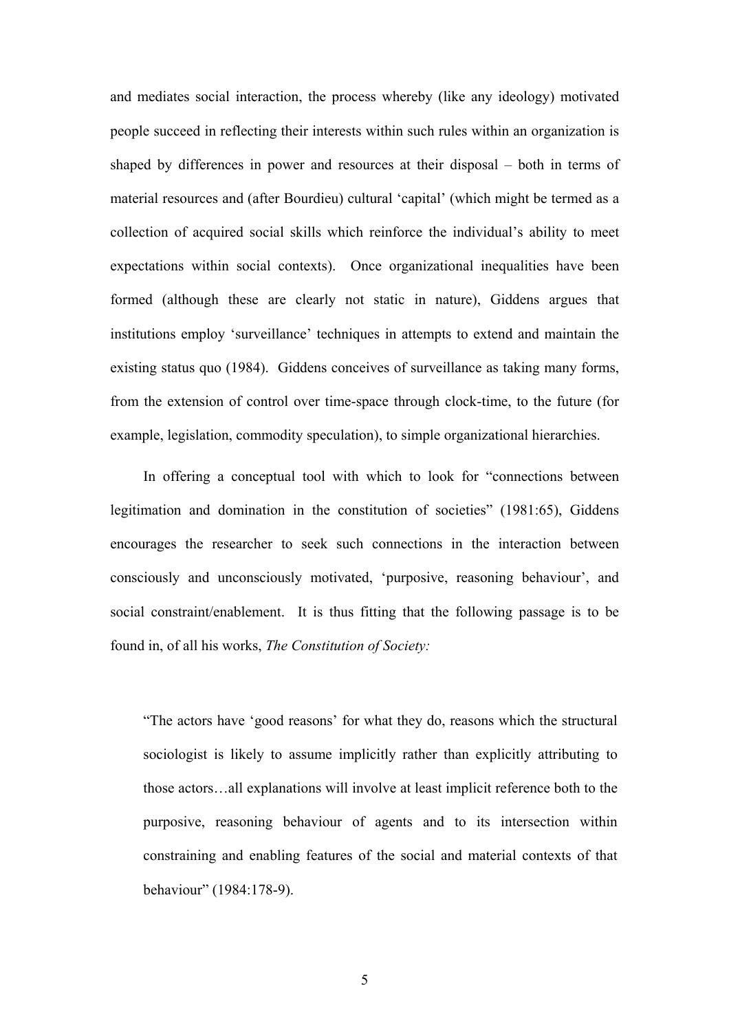and mediates social interaction, the process whereby (like any ideology) motivated people succeed in reflecting their interests within such rules within an organization is shaped by differences in power and resources at their disposal – both in terms of material resources and (after Bourdieu) cultural 'capital' (which might be termed as a collection of acquired social skills which reinforce the individual's ability to meet expectations within social contexts). Once organizational inequalities have been formed (although these are clearly not static in nature), Giddens argues that institutions employ 'surveillance' techniques in attempts to extend and maintain the existing status quo (1984). Giddens conceives of surveillance as taking many forms, from the extension of control over time-space through clock-time, to the future (for example, legislation, commodity speculation), to simple organizational hierarchies.

In offering a conceptual tool with which to look for "connections between legitimation and domination in the constitution of societies" (1981:65), Giddens encourages the researcher to seek such connections in the interaction between consciously and unconsciously motivated, 'purposive, reasoning behaviour', and social constraint/enablement. It is thus fitting that the following passage is to be found in, of all his works, *The Constitution of Society:*

> "The actors have 'good reasons' for what they do, reasons which the structural sociologist is likely to assume implicitly rather than explicitly attributing to those actors…all explanations will involve at least implicit reference both to the purposive, reasoning behaviour of agents and to its intersection within constraining and enabling features of the social and material contexts of that behaviour" (1984:178-9).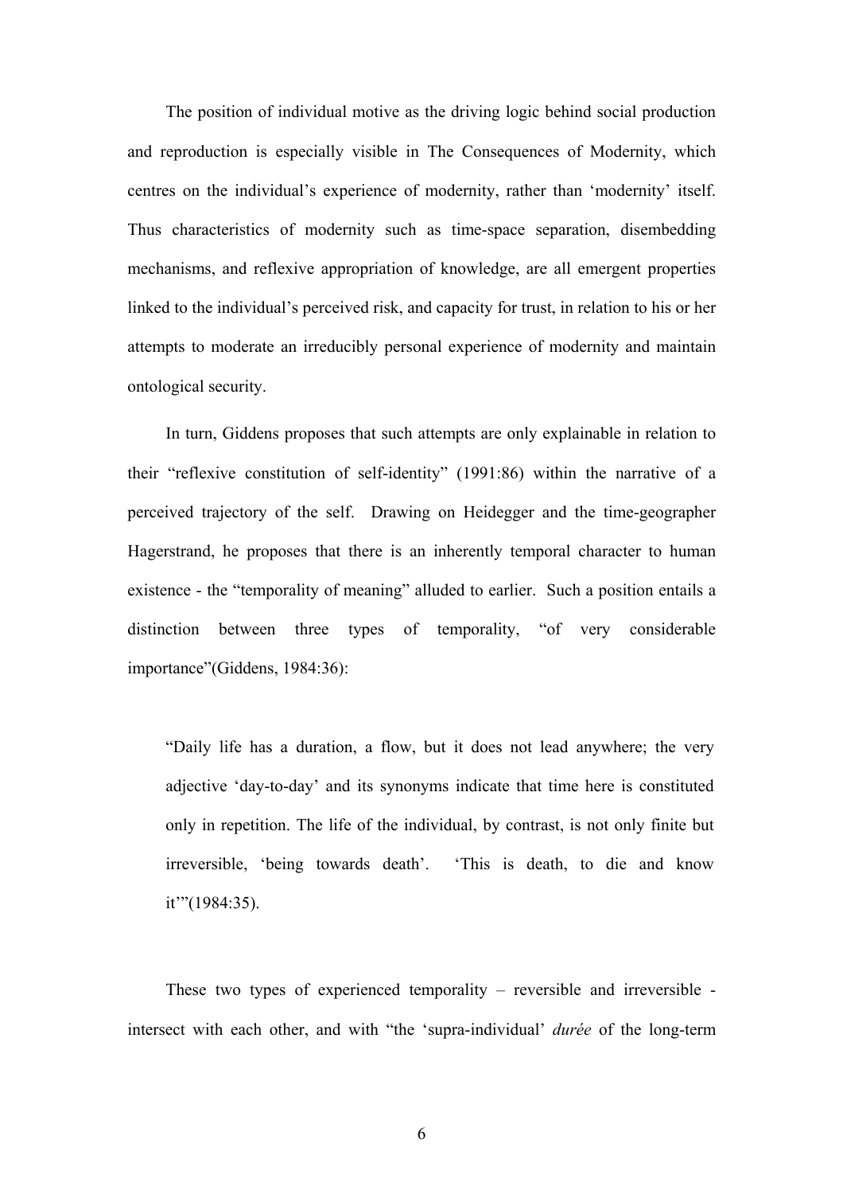The position of individual motive as the driving logic behind social production and reproduction is especially visible in The Consequences of Modernity, which centres on the individual's experience of modernity, rather than 'modernity' itself. Thus characteristics of modernity such as time-space separation, disembedding mechanisms, and reflexive appropriation of knowledge, are all emergent properties linked to the individual's perceived risk, and capacity for trust, in relation to his or her attempts to moderate an irreducibly personal experience of modernity and maintain ontological security.

In turn, Giddens proposes that such attempts are only explainable in relation to their "reflexive constitution of self-identity" (1991:86) within the narrative of a perceived trajectory of the self. Drawing on Heidegger and the time-geographer Hagerstrand, he proposes that there is an inherently temporal character to human existence - the "temporality of meaning" alluded to earlier. Such a position entails a distinction between three types of temporality, "of very considerable importance"(Giddens, 1984:36):

> "Daily life has a duration, a flow, but it does not lead anywhere; the very adjective 'day-to-day' and its synonyms indicate that time here is constituted only in repetition. The life of the individual, by contrast, is not only finite but irreversible, 'being towards death'. 'This is death, to die and know it'"(1984:35).

These two types of experienced temporality – reversible and irreversible - intersect with each other, and with "the 'supra-individual' *durée* of the long-term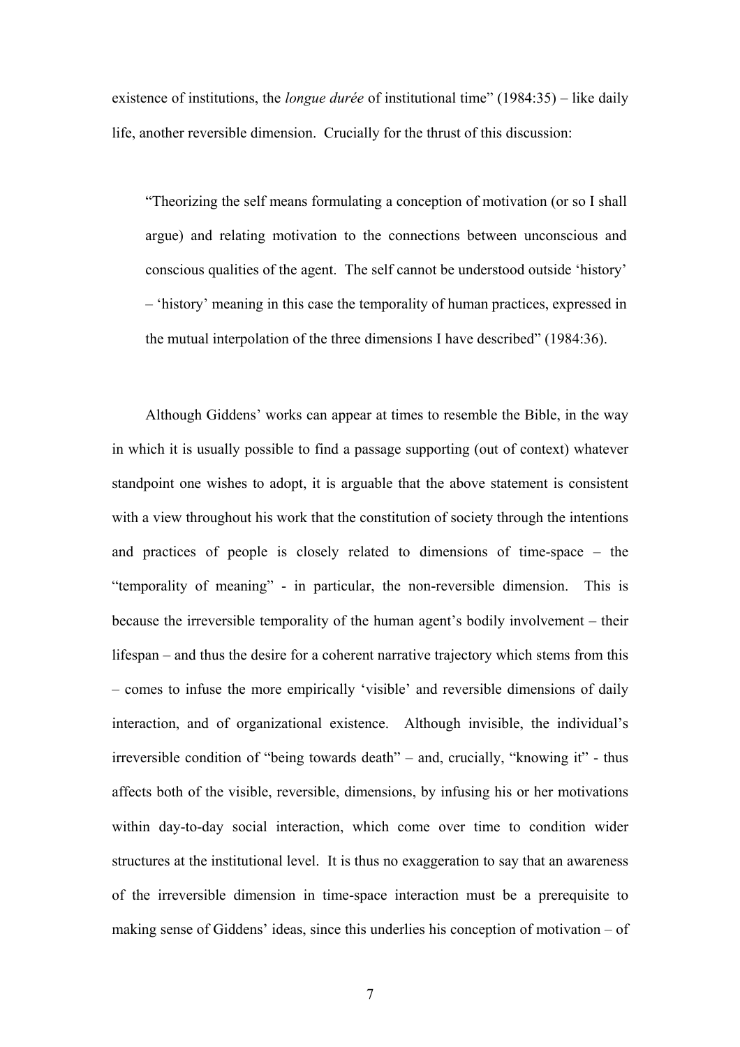existence of institutions, the *longue durée* of institutional time" (1984:35) – like daily life, another reversible dimension. Crucially for the thrust of this discussion:

> "Theorizing the self means formulating a conception of motivation (or so I shall argue) and relating motivation to the connections between unconscious and conscious qualities of the agent. The self cannot be understood outside 'history' – 'history' meaning in this case the temporality of human practices, expressed in the mutual interpolation of the three dimensions I have described" (1984:36).

Although Giddens' works can appear at times to resemble the Bible, in the way in which it is usually possible to find a passage supporting (out of context) whatever standpoint one wishes to adopt, it is arguable that the above statement is consistent with a view throughout his work that the constitution of society through the intentions and practices of people is closely related to dimensions of time-space – the "temporality of meaning" - in particular, the non-reversible dimension. This is because the irreversible temporality of the human agent's bodily involvement – their lifespan – and thus the desire for a coherent narrative trajectory which stems from this – comes to infuse the more empirically 'visible' and reversible dimensions of daily interaction, and of organizational existence. Although invisible, the individual's irreversible condition of "being towards death" – and, crucially, "knowing it" - thus affects both of the visible, reversible, dimensions, by infusing his or her motivations within day-to-day social interaction, which come over time to condition wider structures at the institutional level. It is thus no exaggeration to say that an awareness of the irreversible dimension in time-space interaction must be a prerequisite to making sense of Giddens' ideas, since this underlies his conception of motivation – of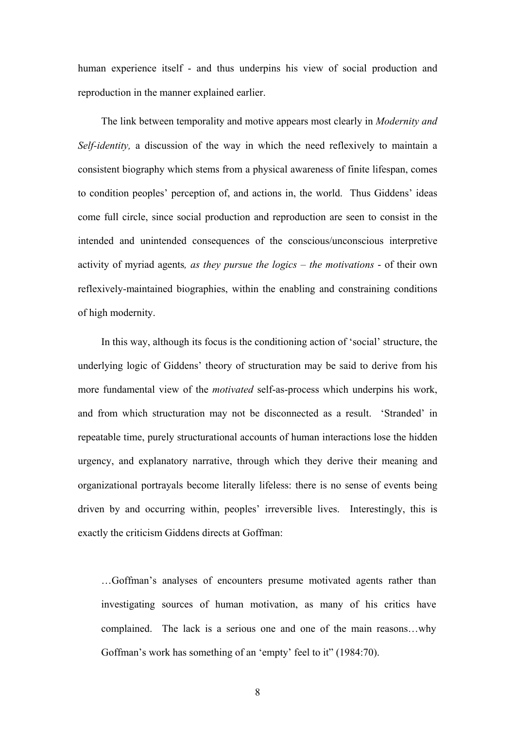human experience itself - and thus underpins his view of social production and reproduction in the manner explained earlier.

The link between temporality and motive appears most clearly in *Modernity and Self-identity,* a discussion of the way in which the need reflexively to maintain a consistent biography which stems from a physical awareness of finite lifespan, comes to condition peoples' perception of, and actions in, the world. Thus Giddens' ideas come full circle, since social production and reproduction are seen to consist in the intended and unintended consequences of the conscious/unconscious interpretive activity of myriad agents*, as they pursue the logics – the motivations* - of their own reflexively-maintained biographies, within the enabling and constraining conditions of high modernity.

In this way, although its focus is the conditioning action of 'social' structure, the underlying logic of Giddens' theory of structuration may be said to derive from his more fundamental view of the *motivated* self-as-process which underpins his work, and from which structuration may not be disconnected as a result. 'Stranded' in repeatable time, purely structurational accounts of human interactions lose the hidden urgency, and explanatory narrative, through which they derive their meaning and organizational portrayals become literally lifeless: there is no sense of events being driven by and occurring within, peoples' irreversible lives. Interestingly, this is exactly the criticism Giddens directs at Goffman:

> …Goffman's analyses of encounters presume motivated agents rather than investigating sources of human motivation, as many of his critics have complained. The lack is a serious one and one of the main reasons…why Goffman's work has something of an 'empty' feel to it" (1984:70).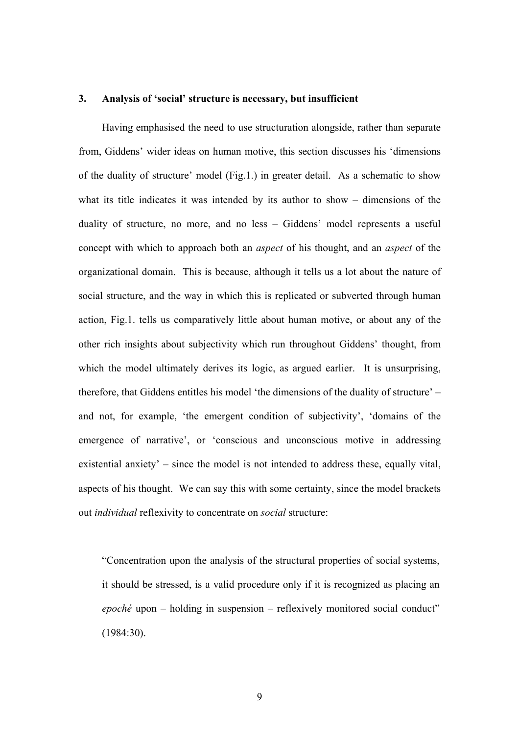## 3. Analysis of 'social' structure is necessary, but insufficient

Having emphasised the need to use structuration alongside, rather than separate from, Giddens' wider ideas on human motive, this section discusses his 'dimensions of the duality of structure' model (Fig.1.) in greater detail. As a schematic to show what its title indicates it was intended by its author to show – dimensions of the duality of structure, no more, and no less – Giddens' model represents a useful concept with which to approach both an *aspect* of his thought, and an *aspect* of the organizational domain. This is because, although it tells us a lot about the nature of social structure, and the way in which this is replicated or subverted through human action, Fig.1. tells us comparatively little about human motive, or about any of the other rich insights about subjectivity which run throughout Giddens' thought, from which the model ultimately derives its logic, as argued earlier. It is unsurprising, therefore, that Giddens entitles his model 'the dimensions of the duality of structure' – and not, for example, 'the emergent condition of subjectivity', 'domains of the emergence of narrative', or 'conscious and unconscious motive in addressing existential anxiety' – since the model is not intended to address these, equally vital, aspects of his thought. We can say this with some certainty, since the model brackets out *individual* reflexivity to concentrate on *social* structure:

> "Concentration upon the analysis of the structural properties of social systems, it should be stressed, is a valid procedure only if it is recognized as placing an *epoché* upon – holding in suspension – reflexively monitored social conduct" (1984:30).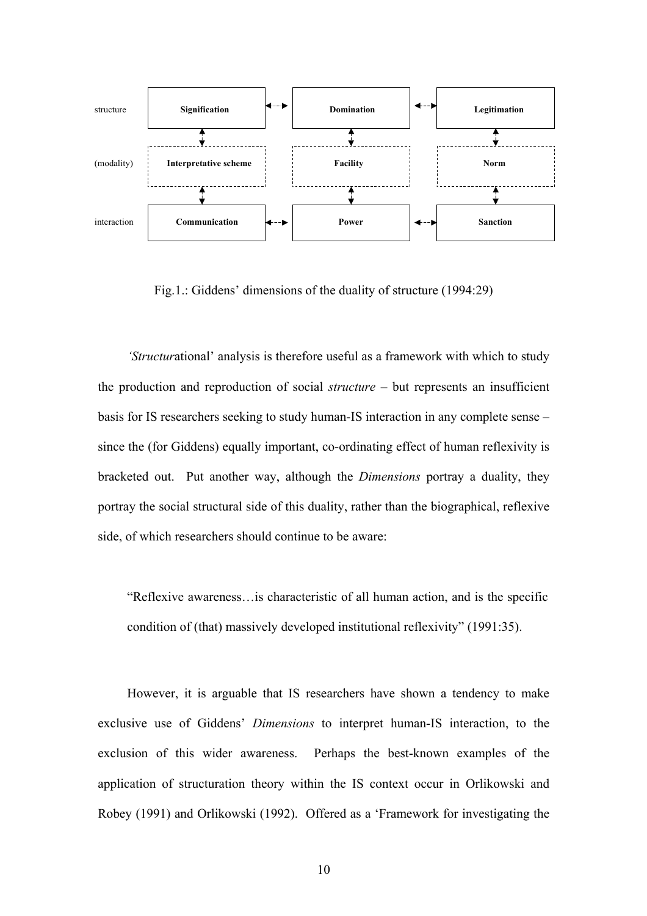| | | | |
|---|---|---|---|
| structure | **Signification** | **Domination** | **Legitimation** |
| (modality) | **Interpretative scheme** | **Facility** | **Norm** |
| interaction | **Communication** | **Power** | **Sanction** |

Fig.1.: Giddens' dimensions of the duality of structure (1994:29)

*'Structur*ational' analysis is therefore useful as a framework with which to study the production and reproduction of social *structure* – but represents an insufficient basis for IS researchers seeking to study human-IS interaction in any complete sense – since the (for Giddens) equally important, co-ordinating effect of human reflexivity is bracketed out. Put another way, although the *Dimensions* portray a duality, they portray the social structural side of this duality, rather than the biographical, reflexive side, of which researchers should continue to be aware:

> "Reflexive awareness…is characteristic of all human action, and is the specific condition of (that) massively developed institutional reflexivity" (1991:35).

However, it is arguable that IS researchers have shown a tendency to make exclusive use of Giddens' *Dimensions* to interpret human-IS interaction, to the exclusion of this wider awareness. Perhaps the best-known examples of the application of structuration theory within the IS context occur in Orlikowski and Robey (1991) and Orlikowski (1992). Offered as a 'Framework for investigating the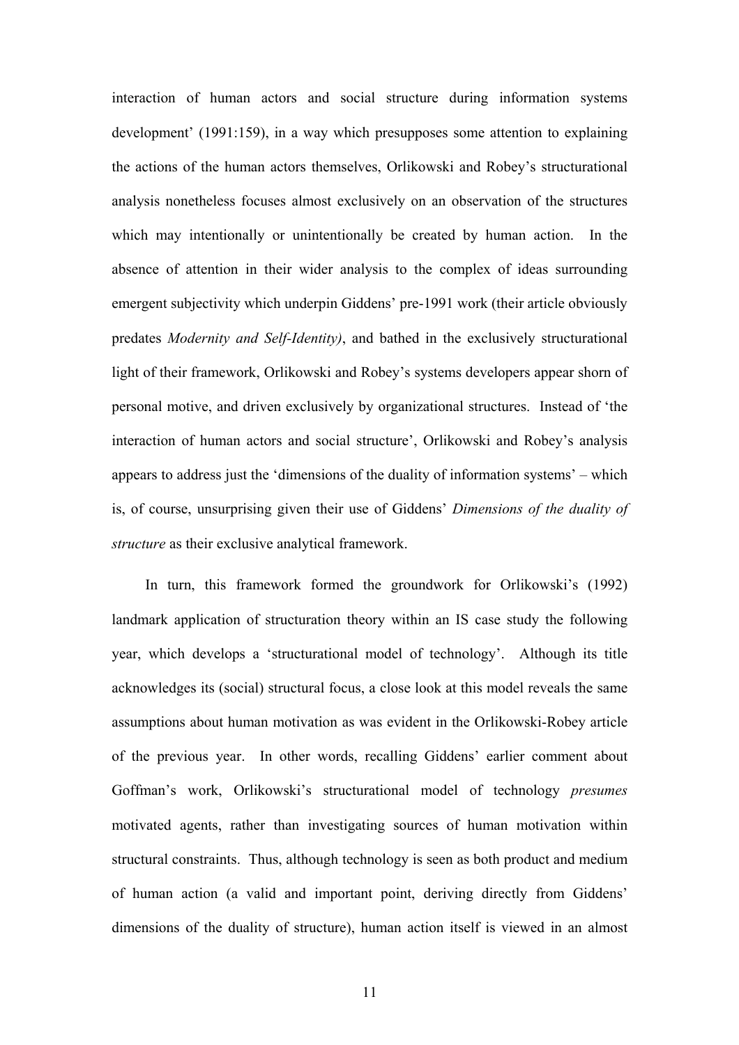interaction of human actors and social structure during information systems development' (1991:159), in a way which presupposes some attention to explaining the actions of the human actors themselves, Orlikowski and Robey's structurational analysis nonetheless focuses almost exclusively on an observation of the structures which may intentionally or unintentionally be created by human action. In the absence of attention in their wider analysis to the complex of ideas surrounding emergent subjectivity which underpin Giddens' pre-1991 work (their article obviously predates *Modernity and Self-Identity)*, and bathed in the exclusively structurational light of their framework, Orlikowski and Robey's systems developers appear shorn of personal motive, and driven exclusively by organizational structures. Instead of 'the interaction of human actors and social structure', Orlikowski and Robey's analysis appears to address just the 'dimensions of the duality of information systems' – which is, of course, unsurprising given their use of Giddens' *Dimensions of the duality of structure* as their exclusive analytical framework.

In turn, this framework formed the groundwork for Orlikowski's (1992) landmark application of structuration theory within an IS case study the following year, which develops a 'structurational model of technology'. Although its title acknowledges its (social) structural focus, a close look at this model reveals the same assumptions about human motivation as was evident in the Orlikowski-Robey article of the previous year. In other words, recalling Giddens' earlier comment about Goffman's work, Orlikowski's structurational model of technology *presumes* motivated agents, rather than investigating sources of human motivation within structural constraints. Thus, although technology is seen as both product and medium of human action (a valid and important point, deriving directly from Giddens' dimensions of the duality of structure), human action itself is viewed in an almost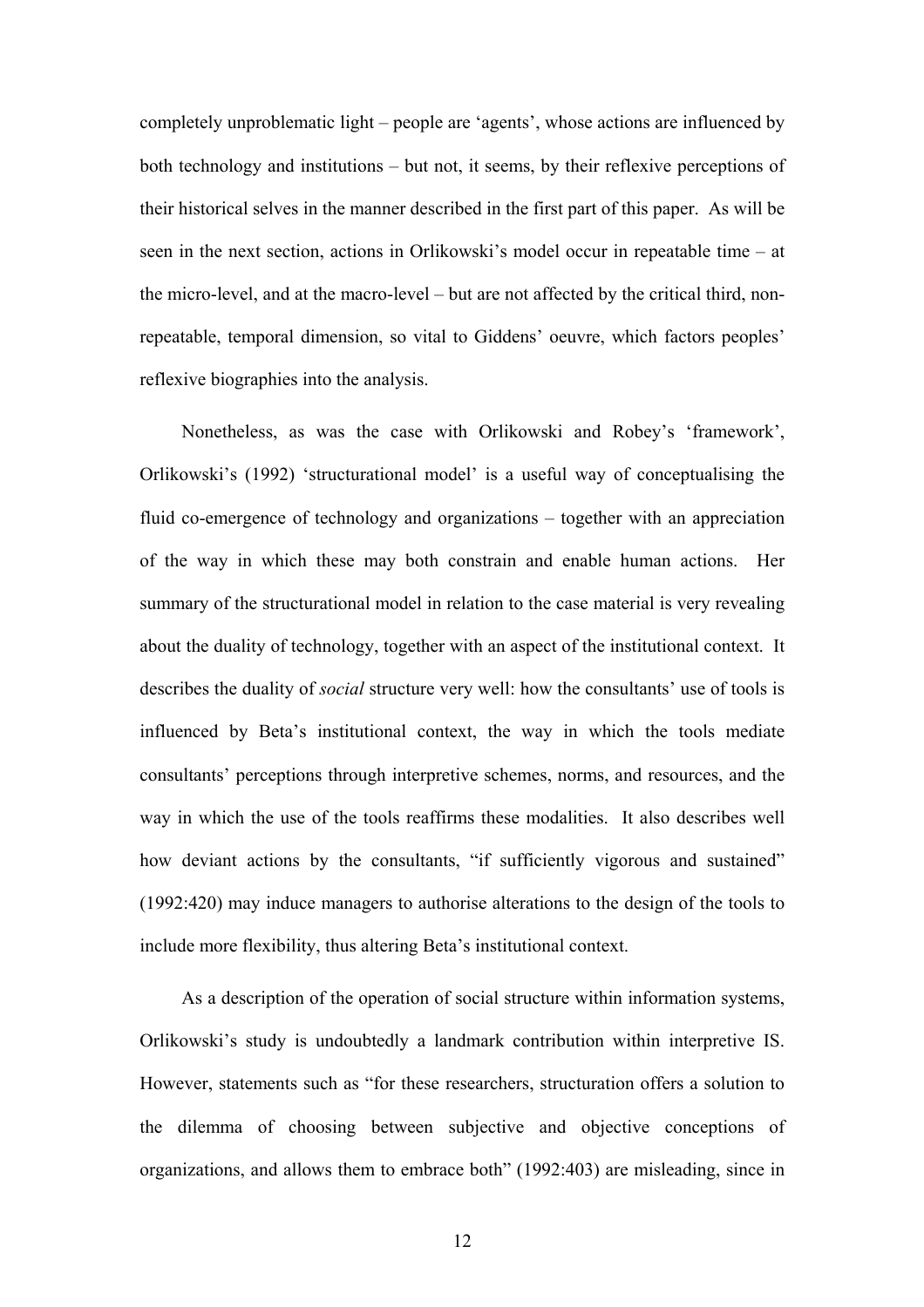completely unproblematic light – people are 'agents', whose actions are influenced by both technology and institutions – but not, it seems, by their reflexive perceptions of their historical selves in the manner described in the first part of this paper. As will be seen in the next section, actions in Orlikowski's model occur in repeatable time – at the micro-level, and at the macro-level – but are not affected by the critical third, non-repeatable, temporal dimension, so vital to Giddens' oeuvre, which factors peoples' reflexive biographies into the analysis.

Nonetheless, as was the case with Orlikowski and Robey's 'framework', Orlikowski's (1992) 'structurational model' is a useful way of conceptualising the fluid co-emergence of technology and organizations – together with an appreciation of the way in which these may both constrain and enable human actions. Her summary of the structurational model in relation to the case material is very revealing about the duality of technology, together with an aspect of the institutional context. It describes the duality of *social* structure very well: how the consultants' use of tools is influenced by Beta's institutional context, the way in which the tools mediate consultants' perceptions through interpretive schemes, norms, and resources, and the way in which the use of the tools reaffirms these modalities. It also describes well how deviant actions by the consultants, "if sufficiently vigorous and sustained" (1992:420) may induce managers to authorise alterations to the design of the tools to include more flexibility, thus altering Beta's institutional context.

As a description of the operation of social structure within information systems, Orlikowski's study is undoubtedly a landmark contribution within interpretive IS. However, statements such as "for these researchers, structuration offers a solution to the dilemma of choosing between subjective and objective conceptions of organizations, and allows them to embrace both" (1992:403) are misleading, since in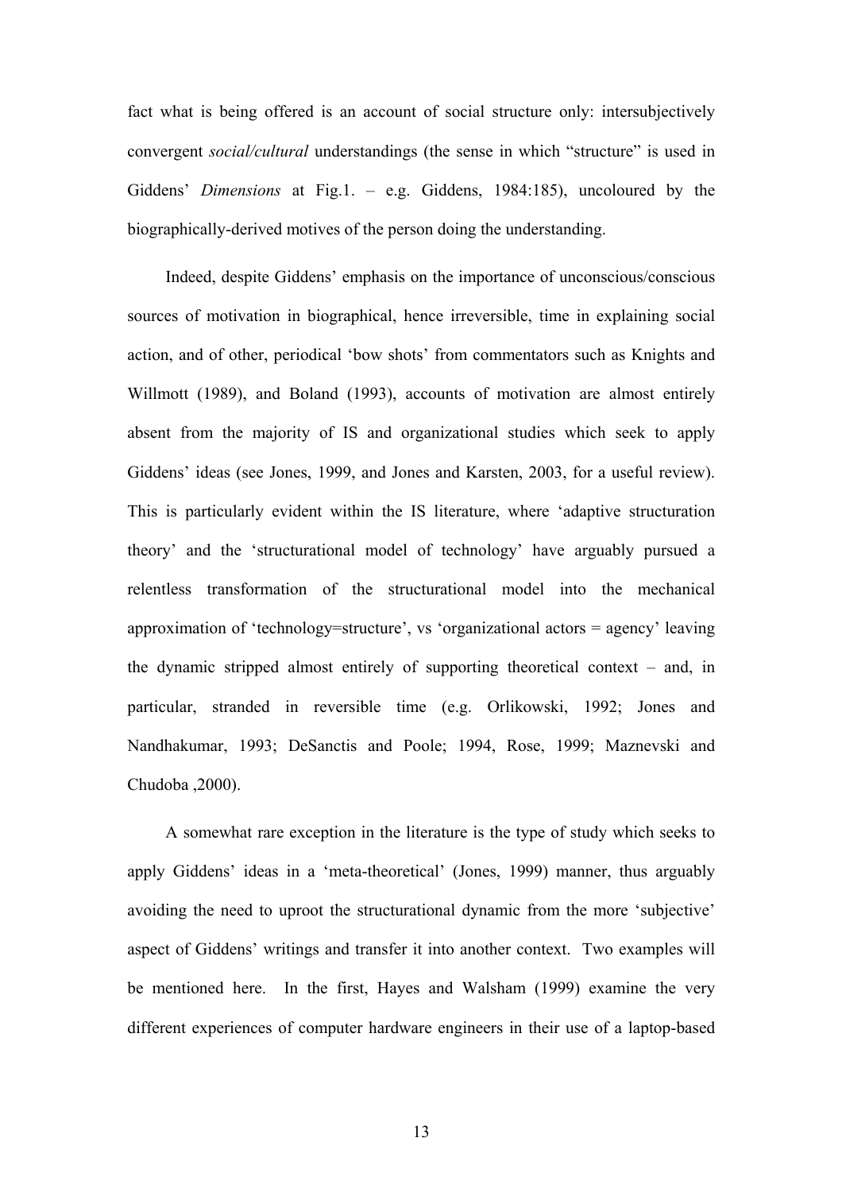fact what is being offered is an account of social structure only: intersubjectively convergent *social/cultural* understandings (the sense in which "structure" is used in Giddens' *Dimensions* at Fig.1. – e.g. Giddens, 1984:185), uncoloured by the biographically-derived motives of the person doing the understanding.

Indeed, despite Giddens' emphasis on the importance of unconscious/conscious sources of motivation in biographical, hence irreversible, time in explaining social action, and of other, periodical 'bow shots' from commentators such as Knights and Willmott (1989), and Boland (1993), accounts of motivation are almost entirely absent from the majority of IS and organizational studies which seek to apply Giddens' ideas (see Jones, 1999, and Jones and Karsten, 2003, for a useful review). This is particularly evident within the IS literature, where 'adaptive structuration theory' and the 'structurational model of technology' have arguably pursued a relentless transformation of the structurational model into the mechanical approximation of 'technology=structure', vs 'organizational actors = agency' leaving the dynamic stripped almost entirely of supporting theoretical context – and, in particular, stranded in reversible time (e.g. Orlikowski, 1992; Jones and Nandhakumar, 1993; DeSanctis and Poole; 1994, Rose, 1999; Maznevski and Chudoba ,2000).

A somewhat rare exception in the literature is the type of study which seeks to apply Giddens' ideas in a 'meta-theoretical' (Jones, 1999) manner, thus arguably avoiding the need to uproot the structurational dynamic from the more 'subjective' aspect of Giddens' writings and transfer it into another context. Two examples will be mentioned here. In the first, Hayes and Walsham (1999) examine the very different experiences of computer hardware engineers in their use of a laptop-based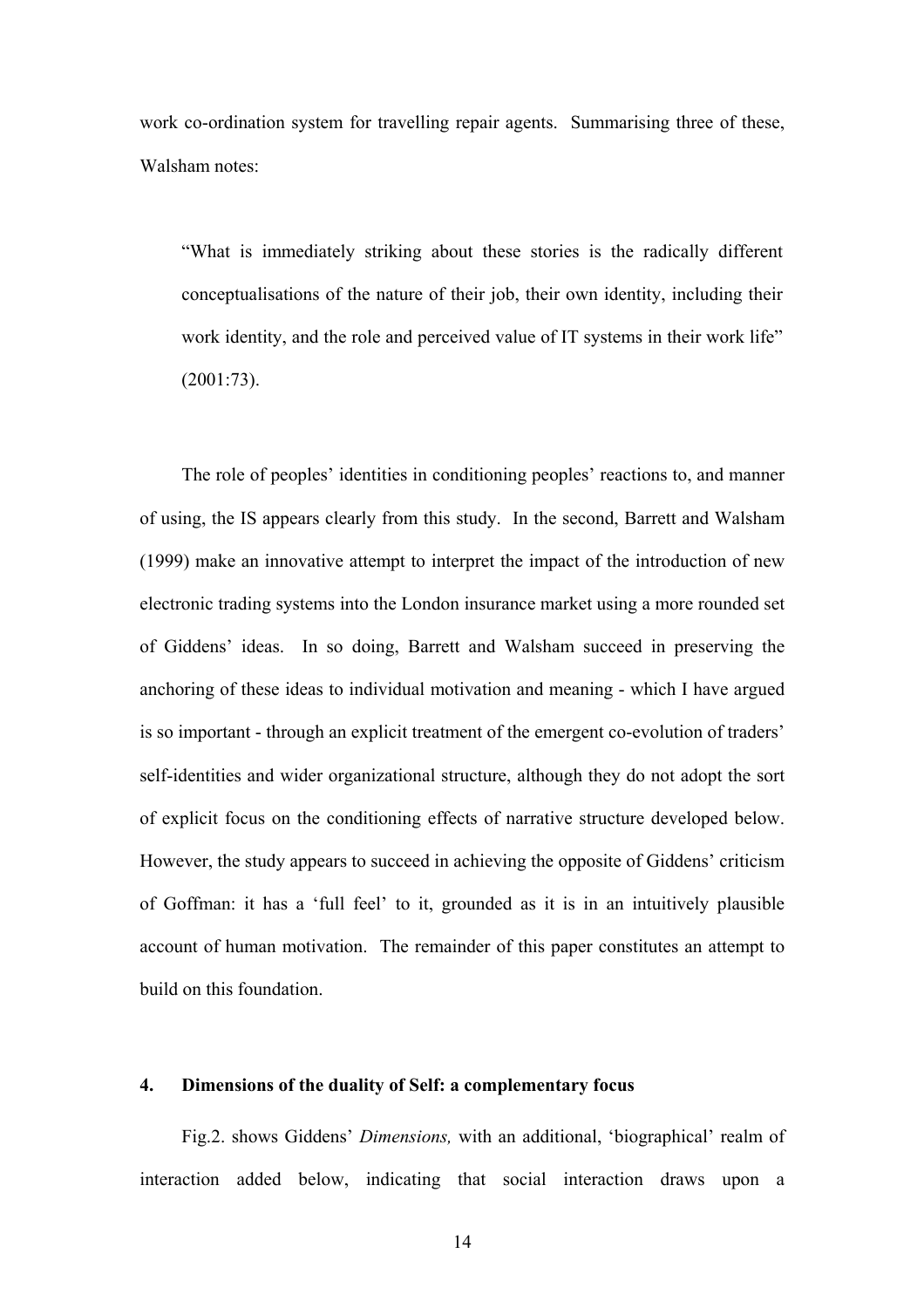work co-ordination system for travelling repair agents. Summarising three of these, Walsham notes:

> "What is immediately striking about these stories is the radically different conceptualisations of the nature of their job, their own identity, including their work identity, and the role and perceived value of IT systems in their work life" (2001:73).

The role of peoples' identities in conditioning peoples' reactions to, and manner of using, the IS appears clearly from this study. In the second, Barrett and Walsham (1999) make an innovative attempt to interpret the impact of the introduction of new electronic trading systems into the London insurance market using a more rounded set of Giddens' ideas. In so doing, Barrett and Walsham succeed in preserving the anchoring of these ideas to individual motivation and meaning - which I have argued is so important - through an explicit treatment of the emergent co-evolution of traders' self-identities and wider organizational structure, although they do not adopt the sort of explicit focus on the conditioning effects of narrative structure developed below. However, the study appears to succeed in achieving the opposite of Giddens' criticism of Goffman: it has a 'full feel' to it, grounded as it is in an intuitively plausible account of human motivation. The remainder of this paper constitutes an attempt to build on this foundation.

## 4. Dimensions of the duality of Self: a complementary focus

Fig.2. shows Giddens' *Dimensions,* with an additional, 'biographical' realm of interaction added below, indicating that social interaction draws upon a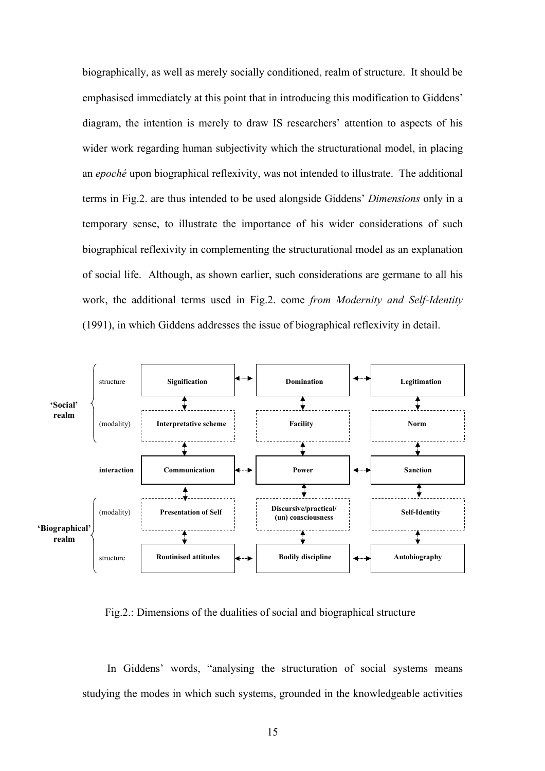biographically, as well as merely socially conditioned, realm of structure. It should be emphasised immediately at this point that in introducing this modification to Giddens' diagram, the intention is merely to draw IS researchers' attention to aspects of his wider work regarding human subjectivity which the structurational model, in placing an *epoché* upon biographical reflexivity, was not intended to illustrate. The additional terms in Fig.2. are thus intended to be used alongside Giddens' *Dimensions* only in a temporary sense, to illustrate the importance of his wider considerations of such biographical reflexivity in complementing the structurational model as an explanation of social life. Although, as shown earlier, such considerations are germane to all his work, the additional terms used in Fig.2. come *from Modernity and Self-Identity* (1991), in which Giddens addresses the issue of biographical reflexivity in detail.

| | | | | |
|---|---|---|---|---|
| **'Social' realm** | structure | **Signification** | **Domination** | **Legitimation** |
| | (modality) | **Interpretative scheme** | **Facility** | **Norm** |
| | **interaction** | **Communication** | **Power** | **Sanction** |
| **'Biographical' realm** | (modality) | **Presentation of Self** | **Discursive/practical/ (un) consciousness** | **Self-Identity** |
| | structure | **Routinised attitudes** | **Bodily discipline** | **Autobiography** |

Fig.2.: Dimensions of the dualities of social and biographical structure

In Giddens' words, "analysing the structuration of social systems means studying the modes in which such systems, grounded in the knowledgeable activities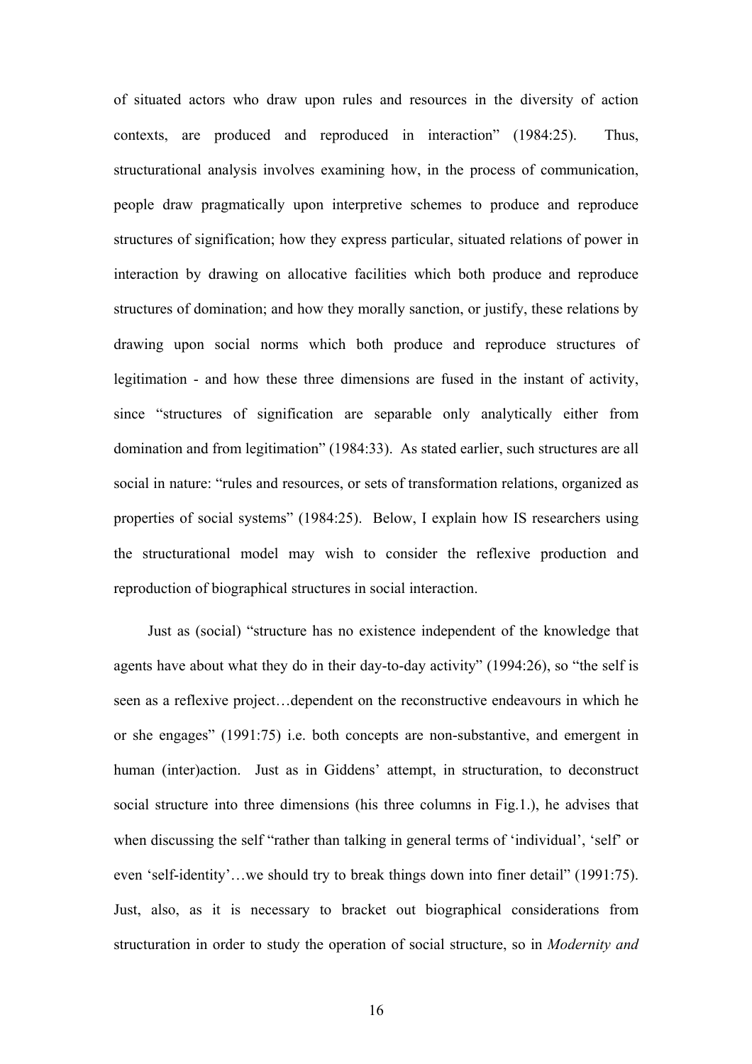of situated actors who draw upon rules and resources in the diversity of action contexts, are produced and reproduced in interaction" (1984:25). Thus, structurational analysis involves examining how, in the process of communication, people draw pragmatically upon interpretive schemes to produce and reproduce structures of signification; how they express particular, situated relations of power in interaction by drawing on allocative facilities which both produce and reproduce structures of domination; and how they morally sanction, or justify, these relations by drawing upon social norms which both produce and reproduce structures of legitimation - and how these three dimensions are fused in the instant of activity, since "structures of signification are separable only analytically either from domination and from legitimation" (1984:33). As stated earlier, such structures are all social in nature: "rules and resources, or sets of transformation relations, organized as properties of social systems" (1984:25). Below, I explain how IS researchers using the structurational model may wish to consider the reflexive production and reproduction of biographical structures in social interaction.

Just as (social) "structure has no existence independent of the knowledge that agents have about what they do in their day-to-day activity" (1994:26), so "the self is seen as a reflexive project…dependent on the reconstructive endeavours in which he or she engages" (1991:75) i.e. both concepts are non-substantive, and emergent in human (inter)action. Just as in Giddens' attempt, in structuration, to deconstruct social structure into three dimensions (his three columns in Fig.1.), he advises that when discussing the self "rather than talking in general terms of 'individual', 'self' or even 'self-identity'…we should try to break things down into finer detail" (1991:75). Just, also, as it is necessary to bracket out biographical considerations from structuration in order to study the operation of social structure, so in *Modernity and*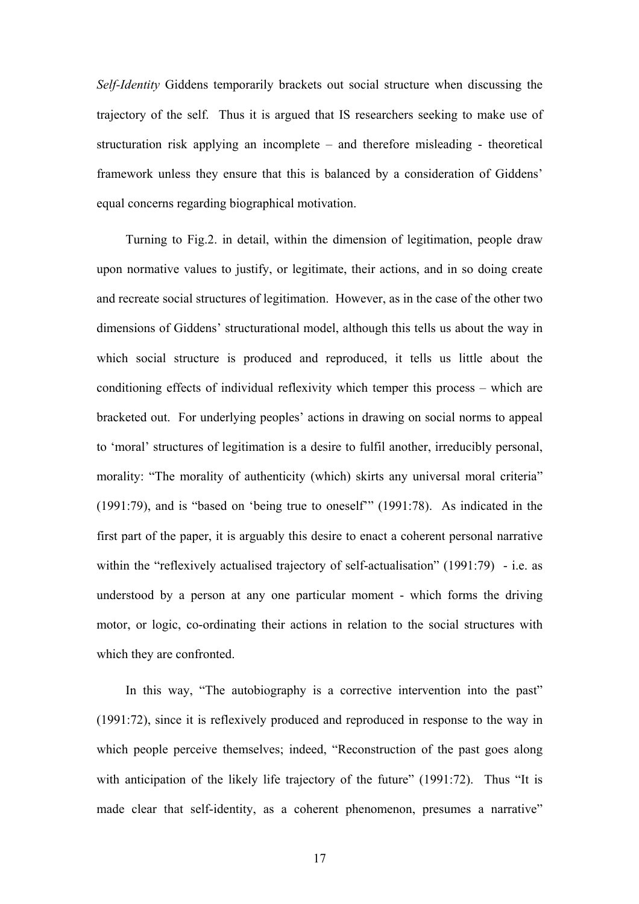*Self-Identity* Giddens temporarily brackets out social structure when discussing the trajectory of the self. Thus it is argued that IS researchers seeking to make use of structuration risk applying an incomplete – and therefore misleading - theoretical framework unless they ensure that this is balanced by a consideration of Giddens' equal concerns regarding biographical motivation.

Turning to Fig.2. in detail, within the dimension of legitimation, people draw upon normative values to justify, or legitimate, their actions, and in so doing create and recreate social structures of legitimation. However, as in the case of the other two dimensions of Giddens' structurational model, although this tells us about the way in which social structure is produced and reproduced, it tells us little about the conditioning effects of individual reflexivity which temper this process – which are bracketed out. For underlying peoples' actions in drawing on social norms to appeal to 'moral' structures of legitimation is a desire to fulfil another, irreducibly personal, morality: "The morality of authenticity (which) skirts any universal moral criteria" (1991:79), and is "based on 'being true to oneself'" (1991:78). As indicated in the first part of the paper, it is arguably this desire to enact a coherent personal narrative within the "reflexively actualised trajectory of self-actualisation" (1991:79) - i.e. as understood by a person at any one particular moment - which forms the driving motor, or logic, co-ordinating their actions in relation to the social structures with which they are confronted.

In this way, "The autobiography is a corrective intervention into the past" (1991:72), since it is reflexively produced and reproduced in response to the way in which people perceive themselves; indeed, "Reconstruction of the past goes along with anticipation of the likely life trajectory of the future" (1991:72). Thus "It is made clear that self-identity, as a coherent phenomenon, presumes a narrative"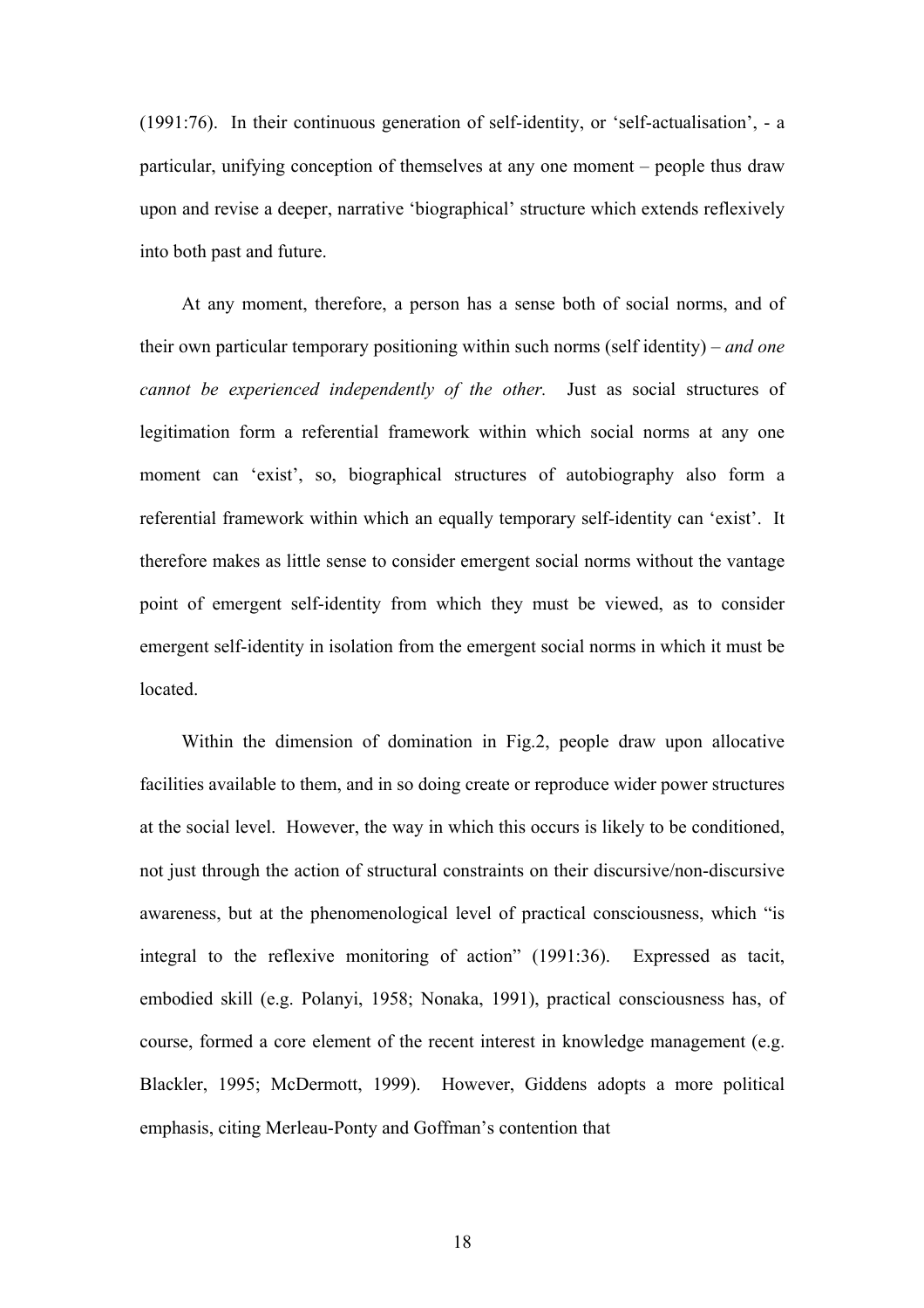(1991:76). In their continuous generation of self-identity, or 'self-actualisation', - a particular, unifying conception of themselves at any one moment – people thus draw upon and revise a deeper, narrative 'biographical' structure which extends reflexively into both past and future.

At any moment, therefore, a person has a sense both of social norms, and of their own particular temporary positioning within such norms (self identity) – *and one cannot be experienced independently of the other.* Just as social structures of legitimation form a referential framework within which social norms at any one moment can 'exist', so, biographical structures of autobiography also form a referential framework within which an equally temporary self-identity can 'exist'. It therefore makes as little sense to consider emergent social norms without the vantage point of emergent self-identity from which they must be viewed, as to consider emergent self-identity in isolation from the emergent social norms in which it must be located.

Within the dimension of domination in Fig.2, people draw upon allocative facilities available to them, and in so doing create or reproduce wider power structures at the social level. However, the way in which this occurs is likely to be conditioned, not just through the action of structural constraints on their discursive/non-discursive awareness, but at the phenomenological level of practical consciousness, which "is integral to the reflexive monitoring of action" (1991:36). Expressed as tacit, embodied skill (e.g. Polanyi, 1958; Nonaka, 1991), practical consciousness has, of course, formed a core element of the recent interest in knowledge management (e.g. Blackler, 1995; McDermott, 1999). However, Giddens adopts a more political emphasis, citing Merleau-Ponty and Goffman's contention that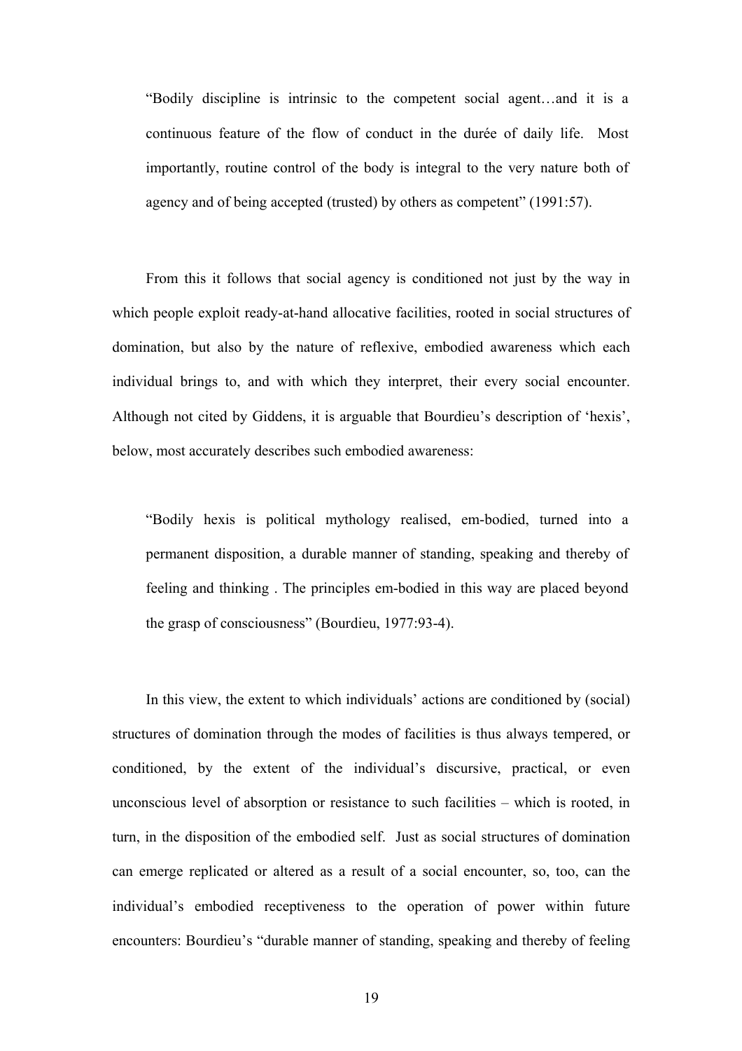> "Bodily discipline is intrinsic to the competent social agent…and it is a continuous feature of the flow of conduct in the durée of daily life. Most importantly, routine control of the body is integral to the very nature both of agency and of being accepted (trusted) by others as competent" (1991:57).

From this it follows that social agency is conditioned not just by the way in which people exploit ready-at-hand allocative facilities, rooted in social structures of domination, but also by the nature of reflexive, embodied awareness which each individual brings to, and with which they interpret, their every social encounter. Although not cited by Giddens, it is arguable that Bourdieu's description of 'hexis', below, most accurately describes such embodied awareness:

> "Bodily hexis is political mythology realised, em-bodied, turned into a permanent disposition, a durable manner of standing, speaking and thereby of feeling and thinking . The principles em-bodied in this way are placed beyond the grasp of consciousness" (Bourdieu, 1977:93-4).

In this view, the extent to which individuals' actions are conditioned by (social) structures of domination through the modes of facilities is thus always tempered, or conditioned, by the extent of the individual's discursive, practical, or even unconscious level of absorption or resistance to such facilities – which is rooted, in turn, in the disposition of the embodied self. Just as social structures of domination can emerge replicated or altered as a result of a social encounter, so, too, can the individual's embodied receptiveness to the operation of power within future encounters: Bourdieu's "durable manner of standing, speaking and thereby of feeling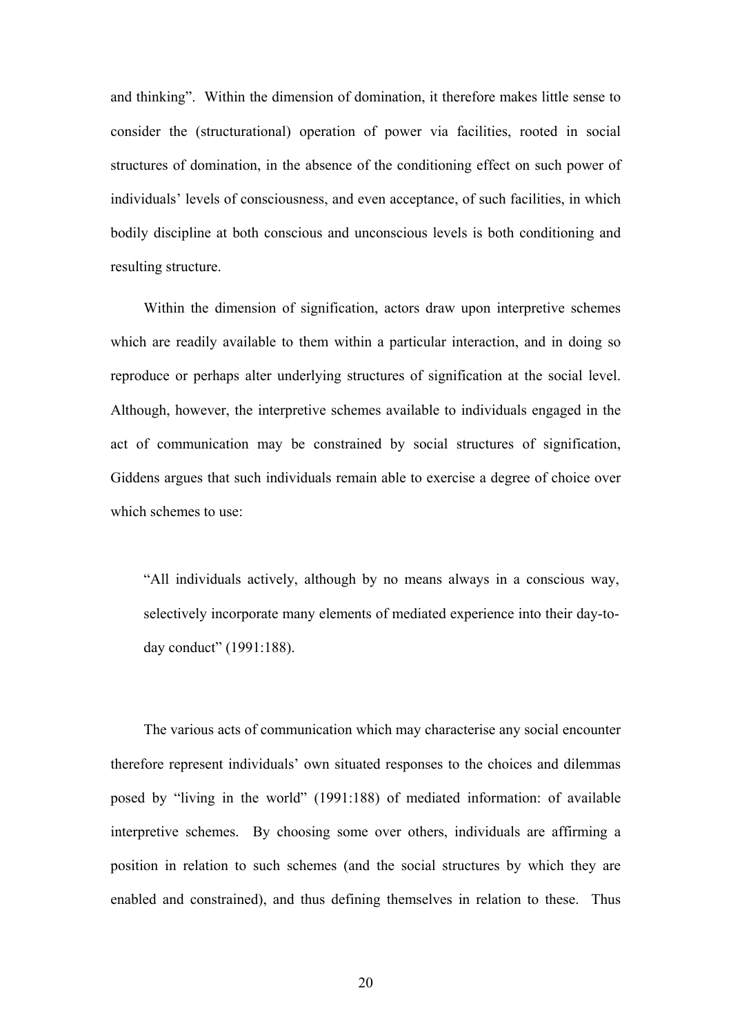and thinking". Within the dimension of domination, it therefore makes little sense to consider the (structurational) operation of power via facilities, rooted in social structures of domination, in the absence of the conditioning effect on such power of individuals' levels of consciousness, and even acceptance, of such facilities, in which bodily discipline at both conscious and unconscious levels is both conditioning and resulting structure.

Within the dimension of signification, actors draw upon interpretive schemes which are readily available to them within a particular interaction, and in doing so reproduce or perhaps alter underlying structures of signification at the social level. Although, however, the interpretive schemes available to individuals engaged in the act of communication may be constrained by social structures of signification, Giddens argues that such individuals remain able to exercise a degree of choice over which schemes to use:

> "All individuals actively, although by no means always in a conscious way, selectively incorporate many elements of mediated experience into their day-to-day conduct" (1991:188).

The various acts of communication which may characterise any social encounter therefore represent individuals' own situated responses to the choices and dilemmas posed by "living in the world" (1991:188) of mediated information: of available interpretive schemes. By choosing some over others, individuals are affirming a position in relation to such schemes (and the social structures by which they are enabled and constrained), and thus defining themselves in relation to these. Thus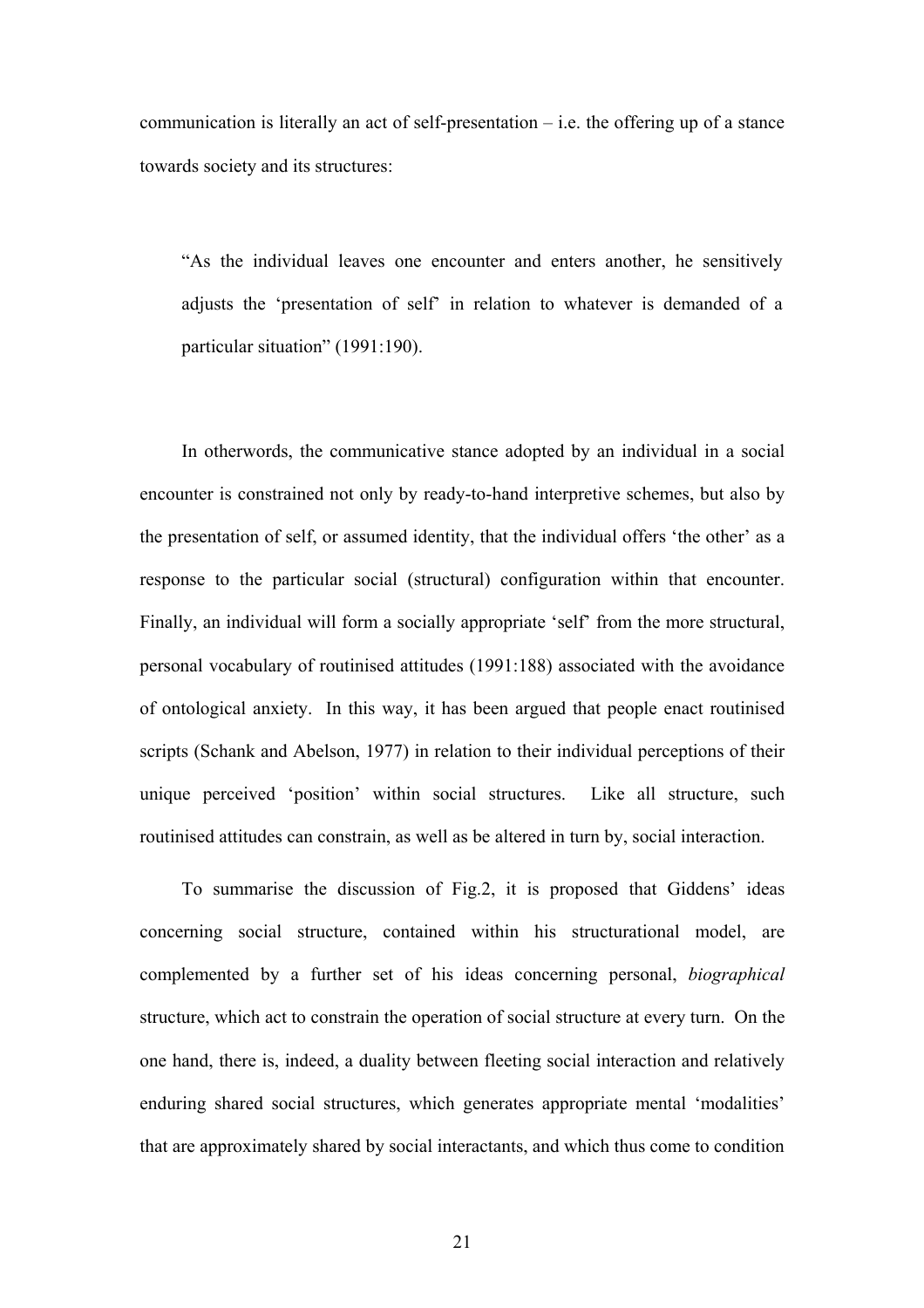communication is literally an act of self-presentation – i.e. the offering up of a stance towards society and its structures:

> "As the individual leaves one encounter and enters another, he sensitively adjusts the 'presentation of self' in relation to whatever is demanded of a particular situation" (1991:190).

In otherwords, the communicative stance adopted by an individual in a social encounter is constrained not only by ready-to-hand interpretive schemes, but also by the presentation of self, or assumed identity, that the individual offers 'the other' as a response to the particular social (structural) configuration within that encounter. Finally, an individual will form a socially appropriate 'self' from the more structural, personal vocabulary of routinised attitudes (1991:188) associated with the avoidance of ontological anxiety. In this way, it has been argued that people enact routinised scripts (Schank and Abelson, 1977) in relation to their individual perceptions of their unique perceived 'position' within social structures. Like all structure, such routinised attitudes can constrain, as well as be altered in turn by, social interaction.

To summarise the discussion of Fig.2, it is proposed that Giddens' ideas concerning social structure, contained within his structurational model, are complemented by a further set of his ideas concerning personal, *biographical* structure, which act to constrain the operation of social structure at every turn. On the one hand, there is, indeed, a duality between fleeting social interaction and relatively enduring shared social structures, which generates appropriate mental 'modalities' that are approximately shared by social interactants, and which thus come to condition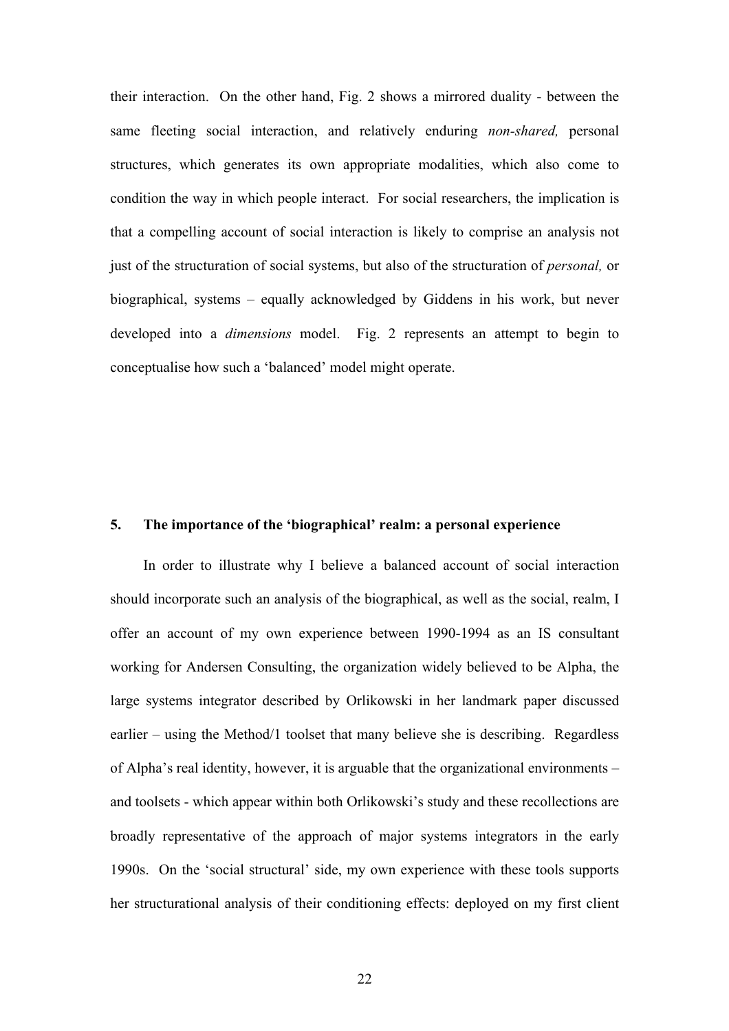their interaction. On the other hand, Fig. 2 shows a mirrored duality - between the same fleeting social interaction, and relatively enduring *non-shared,* personal structures, which generates its own appropriate modalities, which also come to condition the way in which people interact. For social researchers, the implication is that a compelling account of social interaction is likely to comprise an analysis not just of the structuration of social systems, but also of the structuration of *personal,* or biographical, systems – equally acknowledged by Giddens in his work, but never developed into a *dimensions* model. Fig. 2 represents an attempt to begin to conceptualise how such a 'balanced' model might operate.

## 5. The importance of the 'biographical' realm: a personal experience

In order to illustrate why I believe a balanced account of social interaction should incorporate such an analysis of the biographical, as well as the social, realm, I offer an account of my own experience between 1990-1994 as an IS consultant working for Andersen Consulting, the organization widely believed to be Alpha, the large systems integrator described by Orlikowski in her landmark paper discussed earlier – using the Method/1 toolset that many believe she is describing. Regardless of Alpha's real identity, however, it is arguable that the organizational environments – and toolsets - which appear within both Orlikowski's study and these recollections are broadly representative of the approach of major systems integrators in the early 1990s. On the 'social structural' side, my own experience with these tools supports her structurational analysis of their conditioning effects: deployed on my first client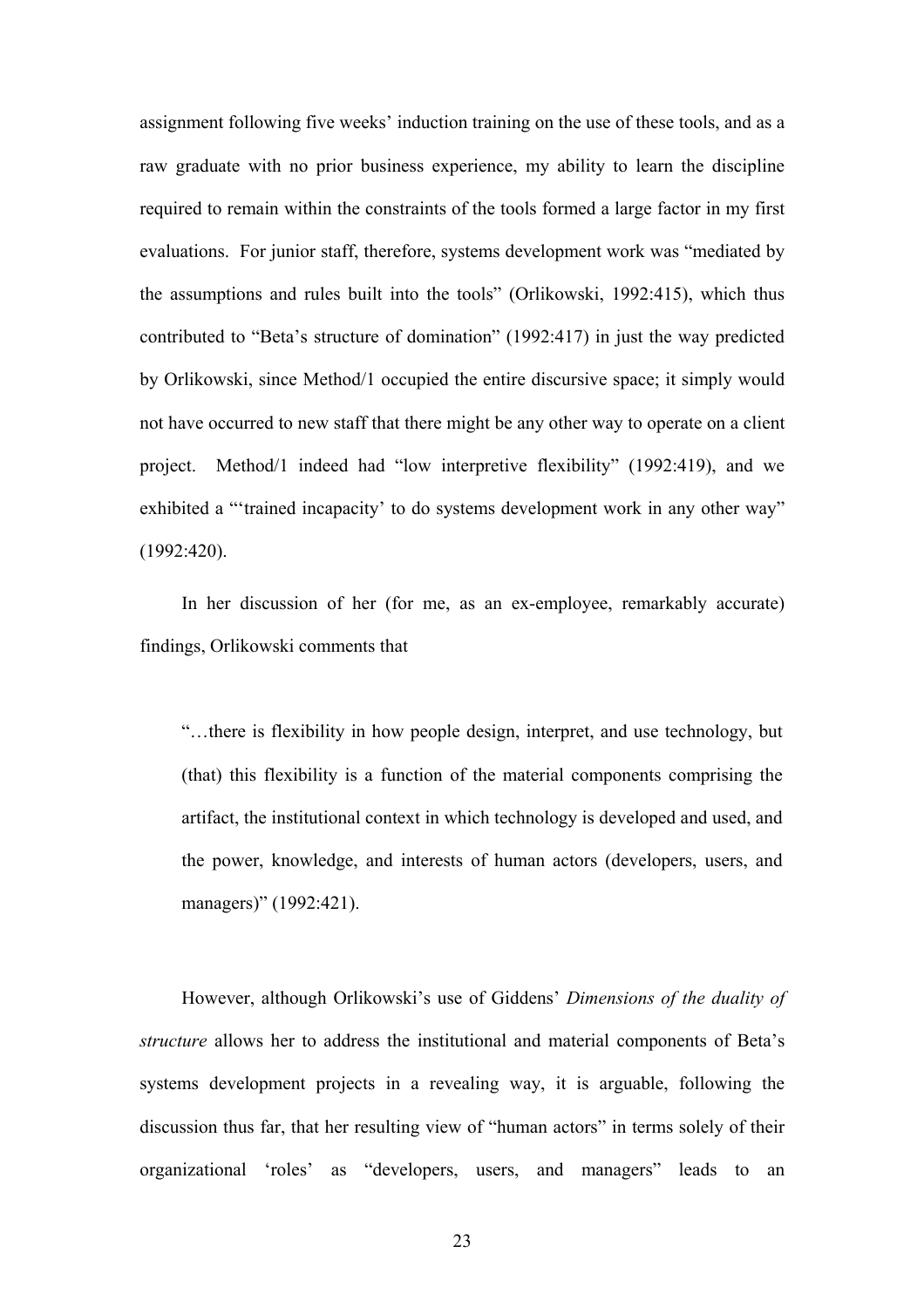assignment following five weeks' induction training on the use of these tools, and as a raw graduate with no prior business experience, my ability to learn the discipline required to remain within the constraints of the tools formed a large factor in my first evaluations. For junior staff, therefore, systems development work was "mediated by the assumptions and rules built into the tools" (Orlikowski, 1992:415), which thus contributed to "Beta's structure of domination" (1992:417) in just the way predicted by Orlikowski, since Method/1 occupied the entire discursive space; it simply would not have occurred to new staff that there might be any other way to operate on a client project. Method/1 indeed had "low interpretive flexibility" (1992:419), and we exhibited a "'trained incapacity' to do systems development work in any other way" (1992:420).

In her discussion of her (for me, as an ex-employee, remarkably accurate) findings, Orlikowski comments that

> "…there is flexibility in how people design, interpret, and use technology, but (that) this flexibility is a function of the material components comprising the artifact, the institutional context in which technology is developed and used, and the power, knowledge, and interests of human actors (developers, users, and managers)" (1992:421).

However, although Orlikowski's use of Giddens' *Dimensions of the duality of structure* allows her to address the institutional and material components of Beta's systems development projects in a revealing way, it is arguable, following the discussion thus far, that her resulting view of "human actors" in terms solely of their organizational 'roles' as "developers, users, and managers" leads to an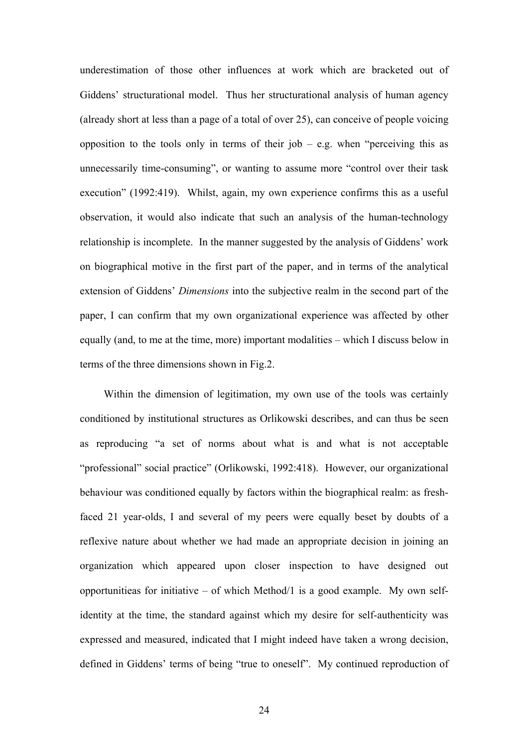underestimation of those other influences at work which are bracketed out of Giddens' structurational model. Thus her structurational analysis of human agency (already short at less than a page of a total of over 25), can conceive of people voicing opposition to the tools only in terms of their job – e.g. when "perceiving this as unnecessarily time-consuming", or wanting to assume more "control over their task execution" (1992:419). Whilst, again, my own experience confirms this as a useful observation, it would also indicate that such an analysis of the human-technology relationship is incomplete. In the manner suggested by the analysis of Giddens' work on biographical motive in the first part of the paper, and in terms of the analytical extension of Giddens' *Dimensions* into the subjective realm in the second part of the paper, I can confirm that my own organizational experience was affected by other equally (and, to me at the time, more) important modalities – which I discuss below in terms of the three dimensions shown in Fig.2.

Within the dimension of legitimation, my own use of the tools was certainly conditioned by institutional structures as Orlikowski describes, and can thus be seen as reproducing "a set of norms about what is and what is not acceptable "professional" social practice" (Orlikowski, 1992:418). However, our organizational behaviour was conditioned equally by factors within the biographical realm: as fresh-faced 21 year-olds, I and several of my peers were equally beset by doubts of a reflexive nature about whether we had made an appropriate decision in joining an organization which appeared upon closer inspection to have designed out opportunitieas for initiative – of which Method/1 is a good example. My own self-identity at the time, the standard against which my desire for self-authenticity was expressed and measured, indicated that I might indeed have taken a wrong decision, defined in Giddens' terms of being "true to oneself". My continued reproduction of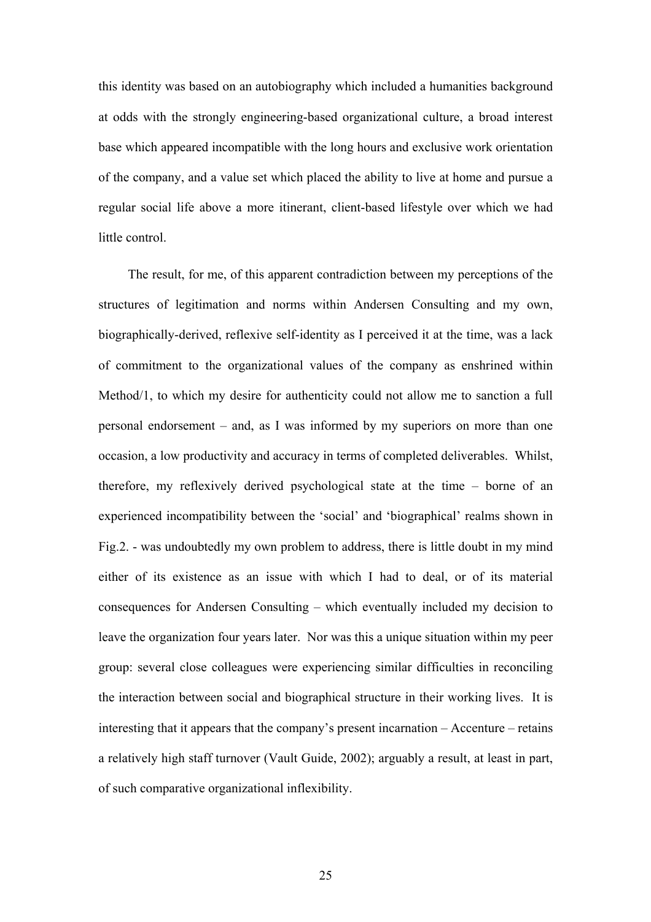this identity was based on an autobiography which included a humanities background at odds with the strongly engineering-based organizational culture, a broad interest base which appeared incompatible with the long hours and exclusive work orientation of the company, and a value set which placed the ability to live at home and pursue a regular social life above a more itinerant, client-based lifestyle over which we had little control.

The result, for me, of this apparent contradiction between my perceptions of the structures of legitimation and norms within Andersen Consulting and my own, biographically-derived, reflexive self-identity as I perceived it at the time, was a lack of commitment to the organizational values of the company as enshrined within Method/1, to which my desire for authenticity could not allow me to sanction a full personal endorsement – and, as I was informed by my superiors on more than one occasion, a low productivity and accuracy in terms of completed deliverables. Whilst, therefore, my reflexively derived psychological state at the time – borne of an experienced incompatibility between the 'social' and 'biographical' realms shown in Fig.2. - was undoubtedly my own problem to address, there is little doubt in my mind either of its existence as an issue with which I had to deal, or of its material consequences for Andersen Consulting – which eventually included my decision to leave the organization four years later. Nor was this a unique situation within my peer group: several close colleagues were experiencing similar difficulties in reconciling the interaction between social and biographical structure in their working lives. It is interesting that it appears that the company's present incarnation – Accenture – retains a relatively high staff turnover (Vault Guide, 2002); arguably a result, at least in part, of such comparative organizational inflexibility.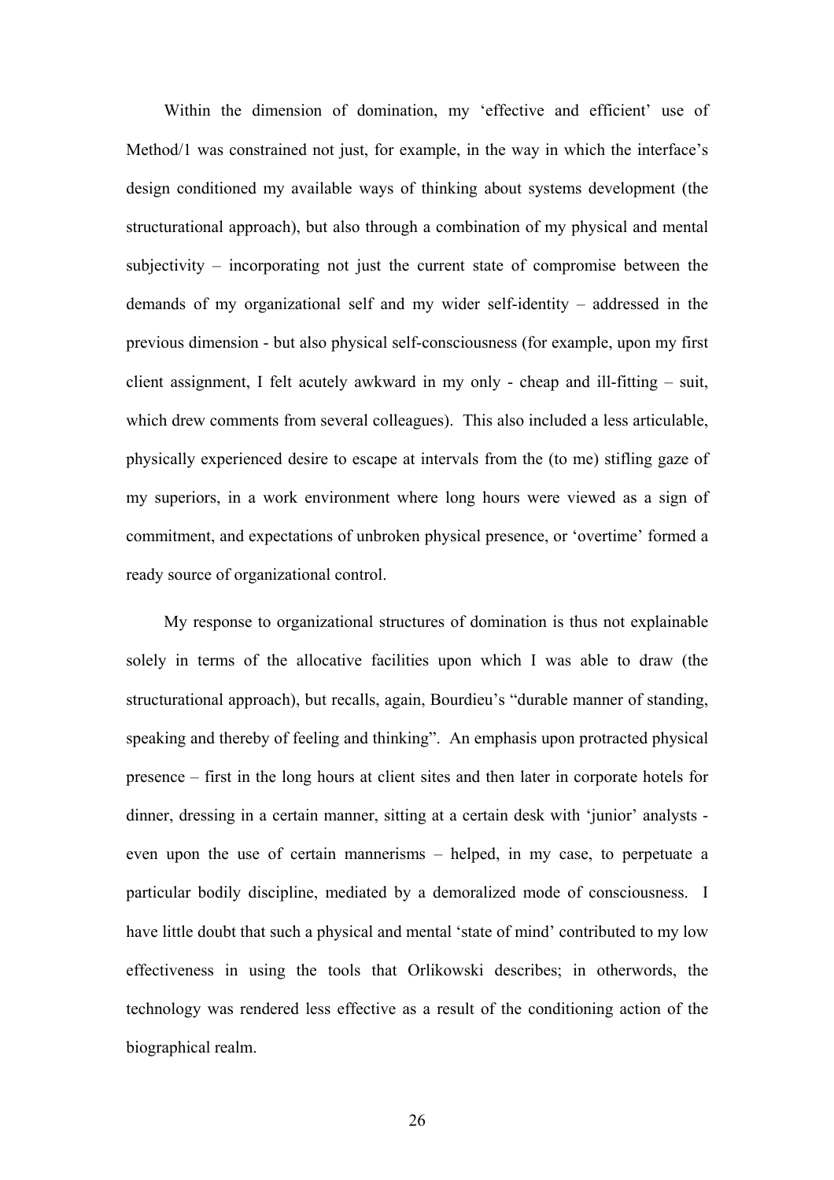Within the dimension of domination, my 'effective and efficient' use of Method/1 was constrained not just, for example, in the way in which the interface's design conditioned my available ways of thinking about systems development (the structurational approach), but also through a combination of my physical and mental subjectivity – incorporating not just the current state of compromise between the demands of my organizational self and my wider self-identity – addressed in the previous dimension - but also physical self-consciousness (for example, upon my first client assignment, I felt acutely awkward in my only - cheap and ill-fitting – suit, which drew comments from several colleagues). This also included a less articulable, physically experienced desire to escape at intervals from the (to me) stifling gaze of my superiors, in a work environment where long hours were viewed as a sign of commitment, and expectations of unbroken physical presence, or 'overtime' formed a ready source of organizational control.

My response to organizational structures of domination is thus not explainable solely in terms of the allocative facilities upon which I was able to draw (the structurational approach), but recalls, again, Bourdieu's "durable manner of standing, speaking and thereby of feeling and thinking". An emphasis upon protracted physical presence – first in the long hours at client sites and then later in corporate hotels for dinner, dressing in a certain manner, sitting at a certain desk with 'junior' analysts - even upon the use of certain mannerisms – helped, in my case, to perpetuate a particular bodily discipline, mediated by a demoralized mode of consciousness. I have little doubt that such a physical and mental 'state of mind' contributed to my low effectiveness in using the tools that Orlikowski describes; in otherwords, the technology was rendered less effective as a result of the conditioning action of the biographical realm.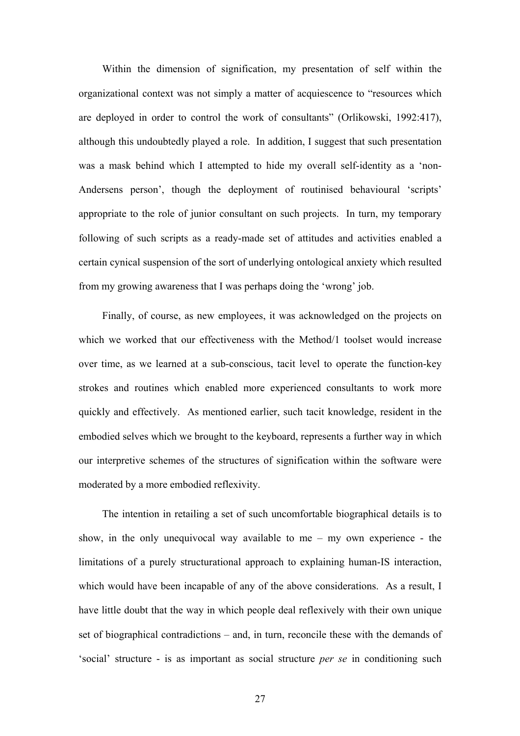Within the dimension of signification, my presentation of self within the organizational context was not simply a matter of acquiescence to "resources which are deployed in order to control the work of consultants" (Orlikowski, 1992:417), although this undoubtedly played a role. In addition, I suggest that such presentation was a mask behind which I attempted to hide my overall self-identity as a 'non-Andersens person', though the deployment of routinised behavioural 'scripts' appropriate to the role of junior consultant on such projects. In turn, my temporary following of such scripts as a ready-made set of attitudes and activities enabled a certain cynical suspension of the sort of underlying ontological anxiety which resulted from my growing awareness that I was perhaps doing the 'wrong' job.

Finally, of course, as new employees, it was acknowledged on the projects on which we worked that our effectiveness with the Method/1 toolset would increase over time, as we learned at a sub-conscious, tacit level to operate the function-key strokes and routines which enabled more experienced consultants to work more quickly and effectively. As mentioned earlier, such tacit knowledge, resident in the embodied selves which we brought to the keyboard, represents a further way in which our interpretive schemes of the structures of signification within the software were moderated by a more embodied reflexivity.

The intention in retailing a set of such uncomfortable biographical details is to show, in the only unequivocal way available to me – my own experience - the limitations of a purely structurational approach to explaining human-IS interaction, which would have been incapable of any of the above considerations. As a result, I have little doubt that the way in which people deal reflexively with their own unique set of biographical contradictions – and, in turn, reconcile these with the demands of 'social' structure - is as important as social structure *per se* in conditioning such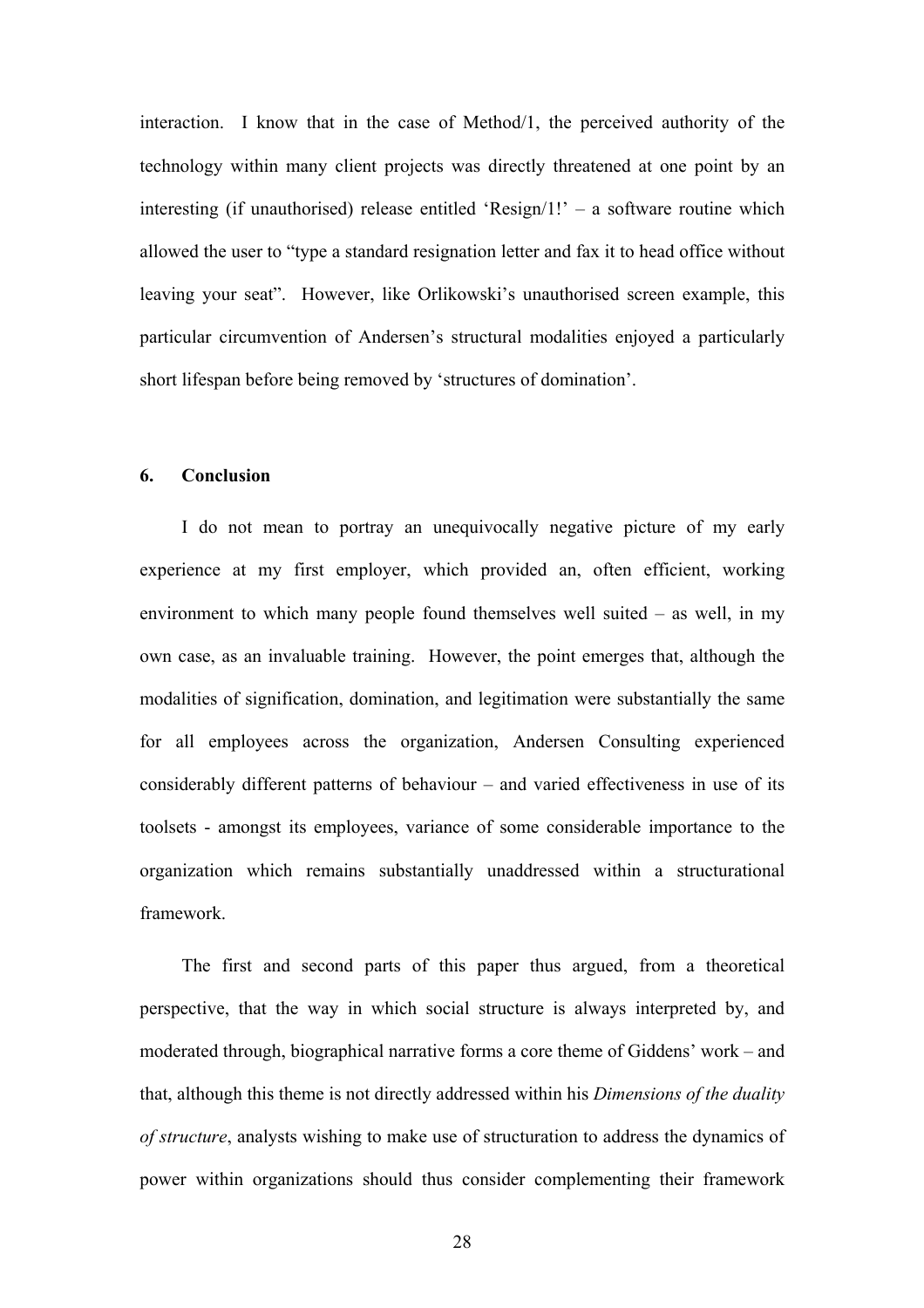interaction. I know that in the case of Method/1, the perceived authority of the technology within many client projects was directly threatened at one point by an interesting (if unauthorised) release entitled 'Resign/1!' – a software routine which allowed the user to "type a standard resignation letter and fax it to head office without leaving your seat". However, like Orlikowski's unauthorised screen example, this particular circumvention of Andersen's structural modalities enjoyed a particularly short lifespan before being removed by 'structures of domination'.

## 6. Conclusion

I do not mean to portray an unequivocally negative picture of my early experience at my first employer, which provided an, often efficient, working environment to which many people found themselves well suited – as well, in my own case, as an invaluable training. However, the point emerges that, although the modalities of signification, domination, and legitimation were substantially the same for all employees across the organization, Andersen Consulting experienced considerably different patterns of behaviour – and varied effectiveness in use of its toolsets - amongst its employees, variance of some considerable importance to the organization which remains substantially unaddressed within a structurational framework.

The first and second parts of this paper thus argued, from a theoretical perspective, that the way in which social structure is always interpreted by, and moderated through, biographical narrative forms a core theme of Giddens' work – and that, although this theme is not directly addressed within his *Dimensions of the duality of structure*, analysts wishing to make use of structuration to address the dynamics of power within organizations should thus consider complementing their framework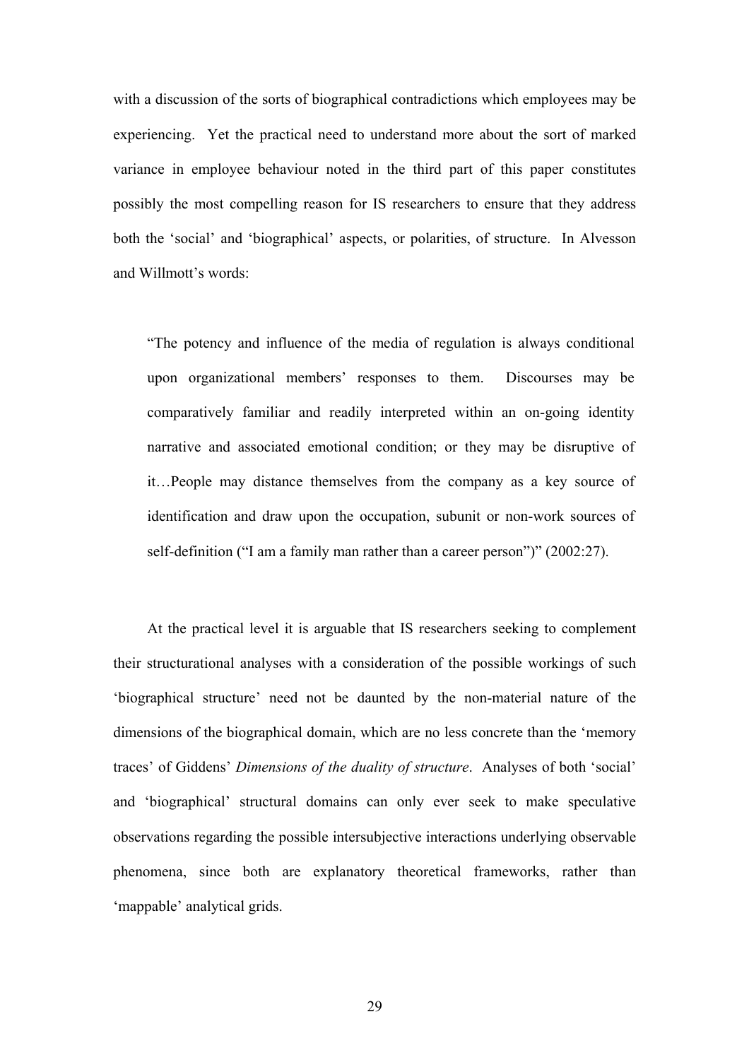with a discussion of the sorts of biographical contradictions which employees may be experiencing. Yet the practical need to understand more about the sort of marked variance in employee behaviour noted in the third part of this paper constitutes possibly the most compelling reason for IS researchers to ensure that they address both the 'social' and 'biographical' aspects, or polarities, of structure. In Alvesson and Willmott's words:

> "The potency and influence of the media of regulation is always conditional upon organizational members' responses to them. Discourses may be comparatively familiar and readily interpreted within an on-going identity narrative and associated emotional condition; or they may be disruptive of it…People may distance themselves from the company as a key source of identification and draw upon the occupation, subunit or non-work sources of self-definition ("I am a family man rather than a career person")" (2002:27).

At the practical level it is arguable that IS researchers seeking to complement their structurational analyses with a consideration of the possible workings of such 'biographical structure' need not be daunted by the non-material nature of the dimensions of the biographical domain, which are no less concrete than the 'memory traces' of Giddens' *Dimensions of the duality of structure*. Analyses of both 'social' and 'biographical' structural domains can only ever seek to make speculative observations regarding the possible intersubjective interactions underlying observable phenomena, since both are explanatory theoretical frameworks, rather than 'mappable' analytical grids.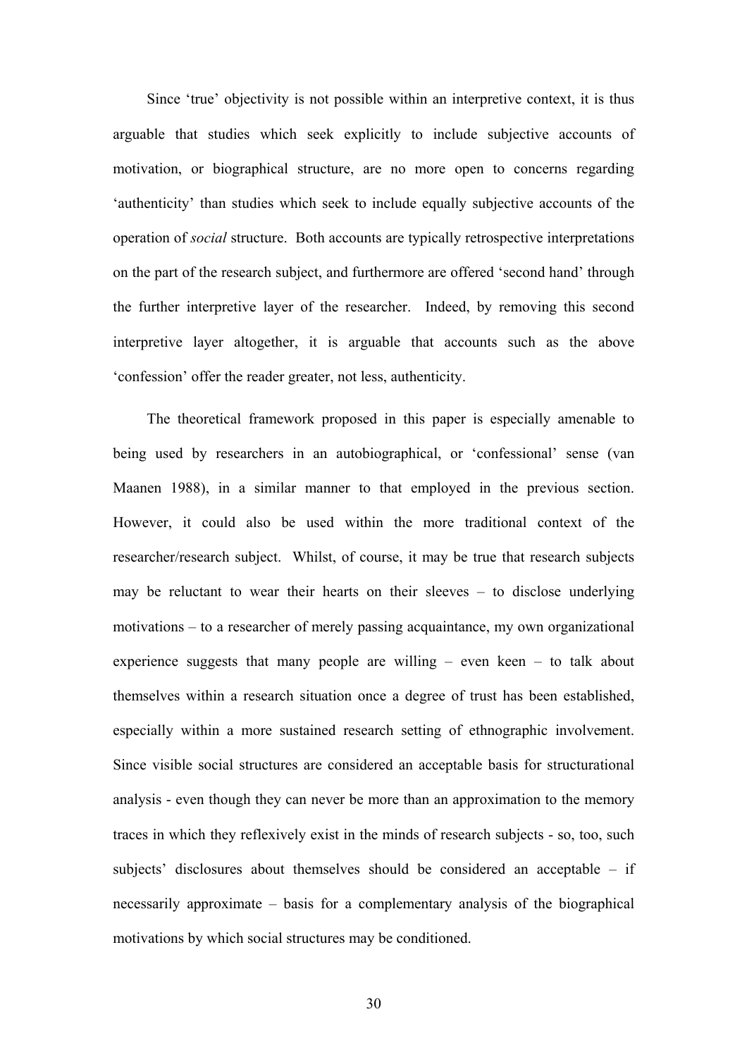Since 'true' objectivity is not possible within an interpretive context, it is thus arguable that studies which seek explicitly to include subjective accounts of motivation, or biographical structure, are no more open to concerns regarding 'authenticity' than studies which seek to include equally subjective accounts of the operation of *social* structure. Both accounts are typically retrospective interpretations on the part of the research subject, and furthermore are offered 'second hand' through the further interpretive layer of the researcher. Indeed, by removing this second interpretive layer altogether, it is arguable that accounts such as the above 'confession' offer the reader greater, not less, authenticity.

The theoretical framework proposed in this paper is especially amenable to being used by researchers in an autobiographical, or 'confessional' sense (van Maanen 1988), in a similar manner to that employed in the previous section. However, it could also be used within the more traditional context of the researcher/research subject. Whilst, of course, it may be true that research subjects may be reluctant to wear their hearts on their sleeves – to disclose underlying motivations – to a researcher of merely passing acquaintance, my own organizational experience suggests that many people are willing – even keen – to talk about themselves within a research situation once a degree of trust has been established, especially within a more sustained research setting of ethnographic involvement. Since visible social structures are considered an acceptable basis for structurational analysis - even though they can never be more than an approximation to the memory traces in which they reflexively exist in the minds of research subjects - so, too, such subjects' disclosures about themselves should be considered an acceptable – if necessarily approximate – basis for a complementary analysis of the biographical motivations by which social structures may be conditioned.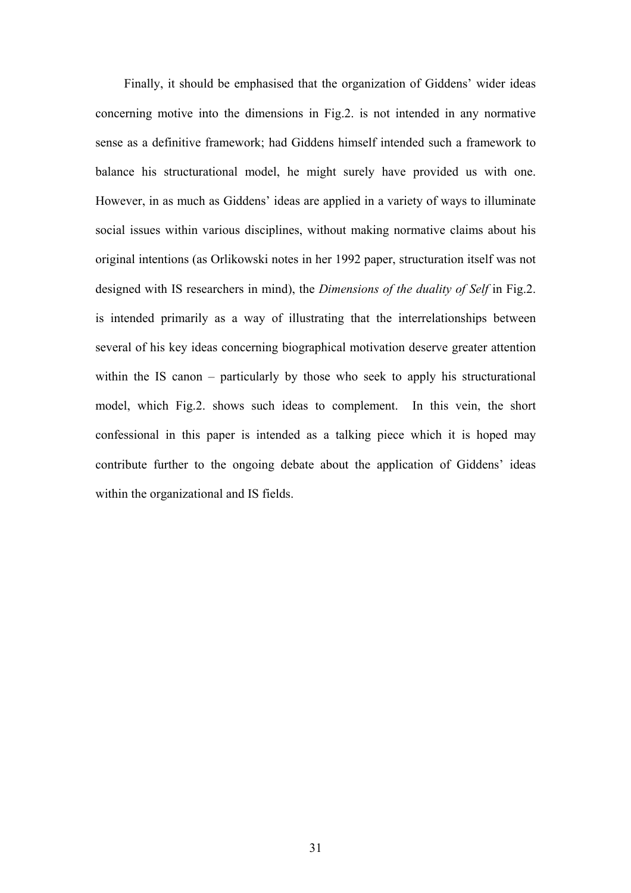Finally, it should be emphasised that the organization of Giddens' wider ideas concerning motive into the dimensions in Fig.2. is not intended in any normative sense as a definitive framework; had Giddens himself intended such a framework to balance his structurational model, he might surely have provided us with one. However, in as much as Giddens' ideas are applied in a variety of ways to illuminate social issues within various disciplines, without making normative claims about his original intentions (as Orlikowski notes in her 1992 paper, structuration itself was not designed with IS researchers in mind), the *Dimensions of the duality of Self* in Fig.2. is intended primarily as a way of illustrating that the interrelationships between several of his key ideas concerning biographical motivation deserve greater attention within the IS canon – particularly by those who seek to apply his structurational model, which Fig.2. shows such ideas to complement. In this vein, the short confessional in this paper is intended as a talking piece which it is hoped may contribute further to the ongoing debate about the application of Giddens' ideas within the organizational and IS fields.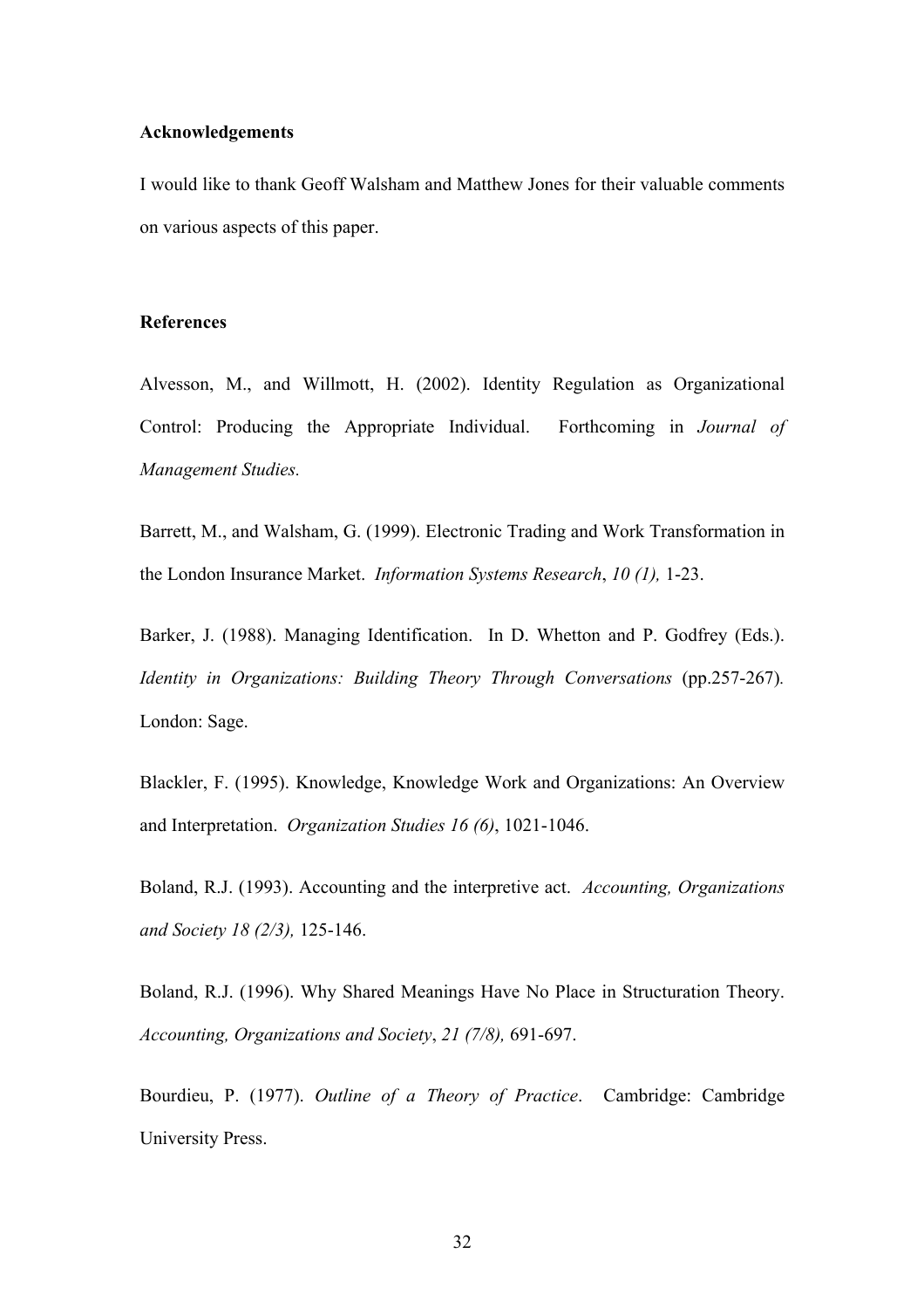**Acknowledgements**

I would like to thank Geoff Walsham and Matthew Jones for their valuable comments on various aspects of this paper.

**References**

Alvesson, M., and Willmott, H. (2002). Identity Regulation as Organizational Control: Producing the Appropriate Individual. Forthcoming in *Journal of Management Studies.*

Barrett, M., and Walsham, G. (1999). Electronic Trading and Work Transformation in the London Insurance Market. *Information Systems Research*, *10 (1),* 1-23.

Barker, J. (1988). Managing Identification. In D. Whetton and P. Godfrey (Eds.). *Identity in Organizations: Building Theory Through Conversations* (pp.257-267). London: Sage.

Blackler, F. (1995). Knowledge, Knowledge Work and Organizations: An Overview and Interpretation. *Organization Studies 16 (6)*, 1021-1046.

Boland, R.J. (1993). Accounting and the interpretive act. *Accounting, Organizations and Society 18 (2/3),* 125-146.

Boland, R.J. (1996). Why Shared Meanings Have No Place in Structuration Theory. *Accounting, Organizations and Society*, *21 (7/8),* 691-697.

Bourdieu, P. (1977). *Outline of a Theory of Practice*. Cambridge: Cambridge University Press.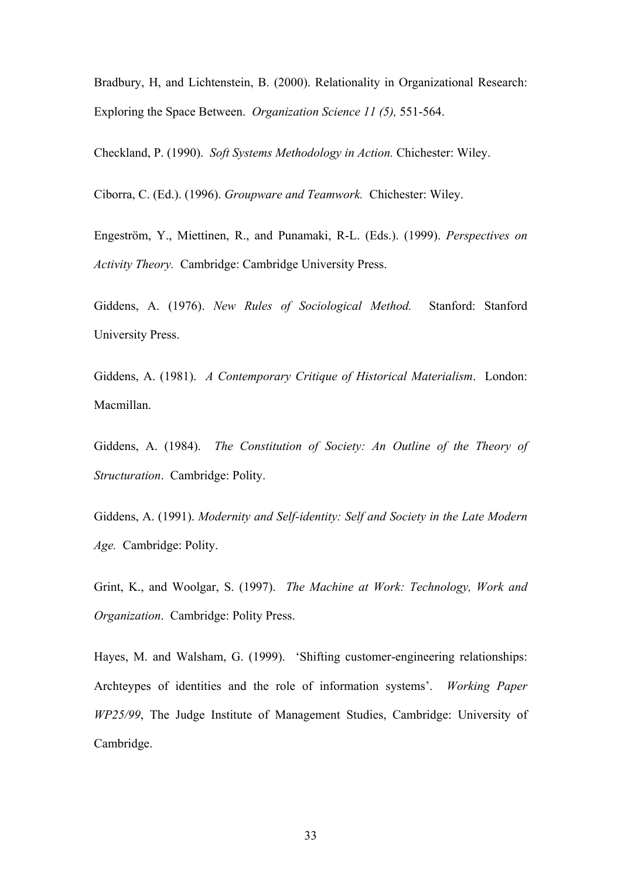Bradbury, H, and Lichtenstein, B. (2000). Relationality in Organizational Research: Exploring the Space Between. *Organization Science 11 (5),* 551-564.

Checkland, P. (1990). *Soft Systems Methodology in Action.* Chichester: Wiley.

Ciborra, C. (Ed.). (1996). *Groupware and Teamwork.* Chichester: Wiley.

Engeström, Y., Miettinen, R., and Punamaki, R-L. (Eds.). (1999). *Perspectives on Activity Theory.* Cambridge: Cambridge University Press.

Giddens, A. (1976). *New Rules of Sociological Method.* Stanford: Stanford University Press.

Giddens, A. (1981). *A Contemporary Critique of Historical Materialism*. London: Macmillan.

Giddens, A. (1984). *The Constitution of Society: An Outline of the Theory of Structuration*. Cambridge: Polity.

Giddens, A. (1991). *Modernity and Self-identity: Self and Society in the Late Modern Age.* Cambridge: Polity.

Grint, K., and Woolgar, S. (1997). *The Machine at Work: Technology, Work and Organization*. Cambridge: Polity Press.

Hayes, M. and Walsham, G. (1999). 'Shifting customer-engineering relationships: Archteypes of identities and the role of information systems'. *Working Paper WP25/99*, The Judge Institute of Management Studies, Cambridge: University of Cambridge.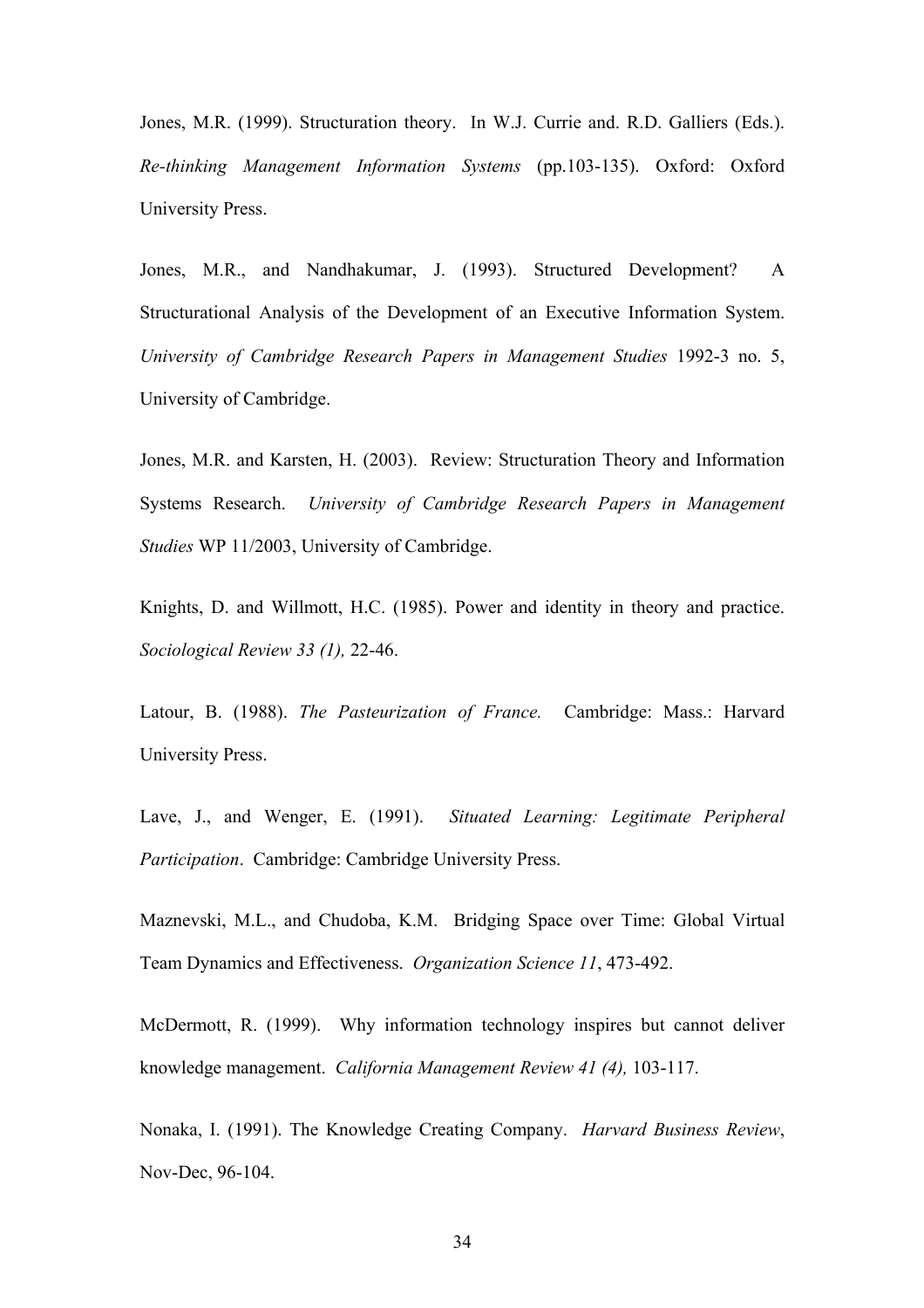Jones, M.R. (1999). Structuration theory. In W.J. Currie and. R.D. Galliers (Eds.). *Re-thinking Management Information Systems* (pp.103-135). Oxford: Oxford University Press.

Jones, M.R., and Nandhakumar, J. (1993). Structured Development? A Structurational Analysis of the Development of an Executive Information System. *University of Cambridge Research Papers in Management Studies* 1992-3 no. 5, University of Cambridge.

Jones, M.R. and Karsten, H. (2003). Review: Structuration Theory and Information Systems Research. *University of Cambridge Research Papers in Management Studies* WP 11/2003, University of Cambridge.

Knights, D. and Willmott, H.C. (1985). Power and identity in theory and practice. *Sociological Review 33 (1),* 22-46.

Latour, B. (1988). *The Pasteurization of France.* Cambridge: Mass.: Harvard University Press.

Lave, J., and Wenger, E. (1991). *Situated Learning: Legitimate Peripheral Participation*. Cambridge: Cambridge University Press.

Maznevski, M.L., and Chudoba, K.M. Bridging Space over Time: Global Virtual Team Dynamics and Effectiveness. *Organization Science 11*, 473-492.

McDermott, R. (1999). Why information technology inspires but cannot deliver knowledge management. *California Management Review 41 (4),* 103-117.

Nonaka, I. (1991). The Knowledge Creating Company. *Harvard Business Review*, Nov-Dec, 96-104.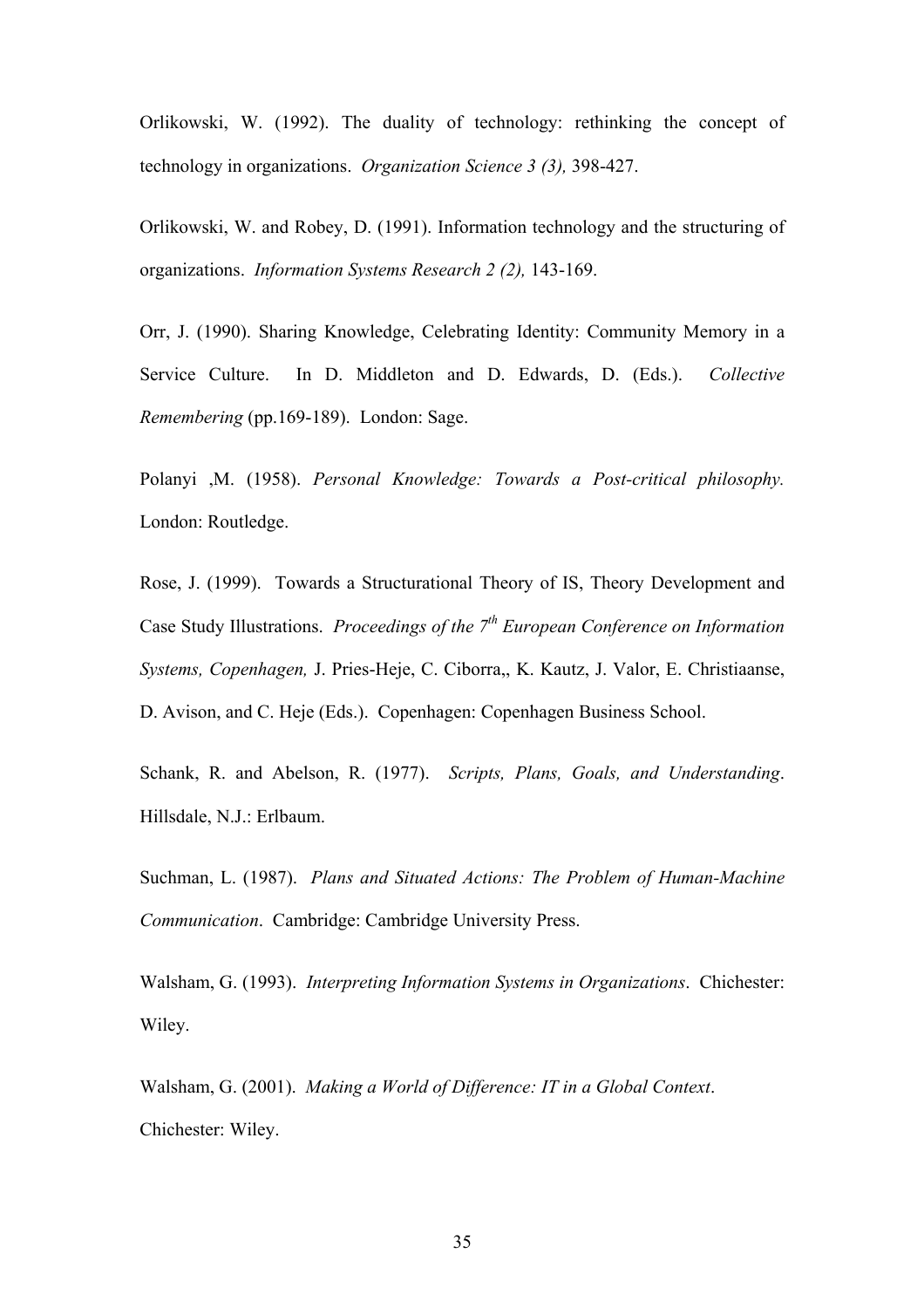Orlikowski, W. (1992). The duality of technology: rethinking the concept of technology in organizations. *Organization Science 3 (3),* 398-427.

Orlikowski, W. and Robey, D. (1991). Information technology and the structuring of organizations. *Information Systems Research 2 (2),* 143-169.

Orr, J. (1990). Sharing Knowledge, Celebrating Identity: Community Memory in a Service Culture. In D. Middleton and D. Edwards, D. (Eds.). *Collective Remembering* (pp.169-189). London: Sage.

Polanyi ,M. (1958). *Personal Knowledge: Towards a Post-critical philosophy.* London: Routledge.

Rose, J. (1999). Towards a Structurational Theory of IS, Theory Development and Case Study Illustrations. *Proceedings of the 7th European Conference on Information Systems, Copenhagen,* J. Pries-Heje, C. Ciborra,, K. Kautz, J. Valor, E. Christiaanse, D. Avison, and C. Heje (Eds.). Copenhagen: Copenhagen Business School.

Schank, R. and Abelson, R. (1977). *Scripts, Plans, Goals, and Understanding*. Hillsdale, N.J.: Erlbaum.

Suchman, L. (1987). *Plans and Situated Actions: The Problem of Human-Machine Communication*. Cambridge: Cambridge University Press.

Walsham, G. (1993). *Interpreting Information Systems in Organizations*. Chichester: Wiley.

Walsham, G. (2001). *Making a World of Difference: IT in a Global Context*. Chichester: Wiley.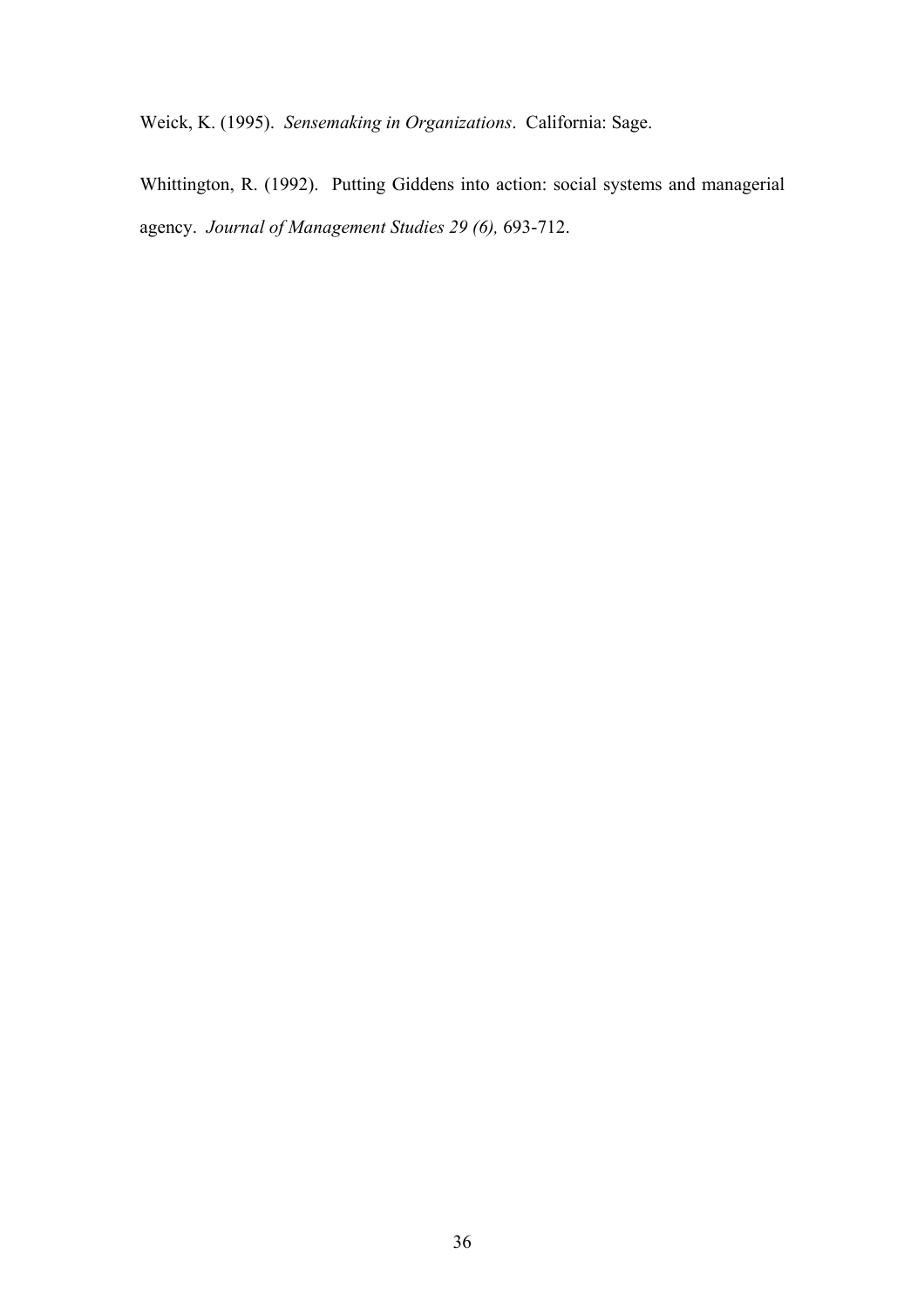Weick, K. (1995). *Sensemaking in Organizations*. California: Sage.

Whittington, R. (1992). Putting Giddens into action: social systems and managerial agency. *Journal of Management Studies 29 (6),* 693-712.